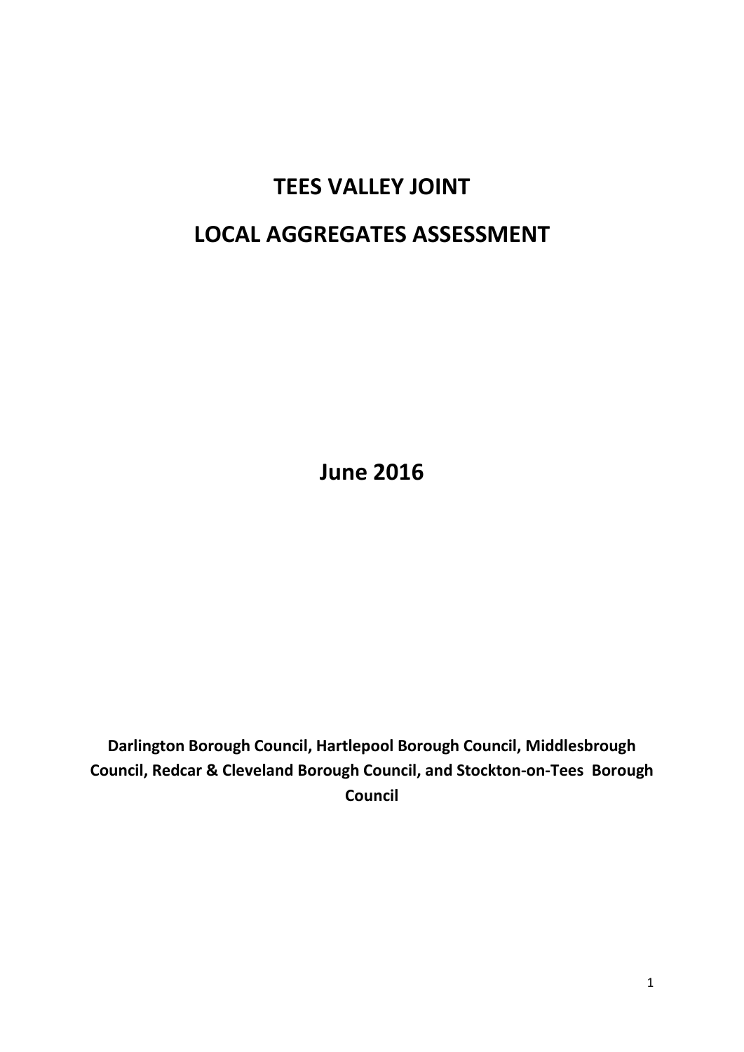# TEES VALLEY JOINT

# LOCAL AGGREGATES ASSESSMENT

## June 2016

**Darlington Borough Council, Hartlepool Borough Council, Middlesbrough Council, Redcar & Cleveland Borough Council, and Stockton-on-Tees Borough Council**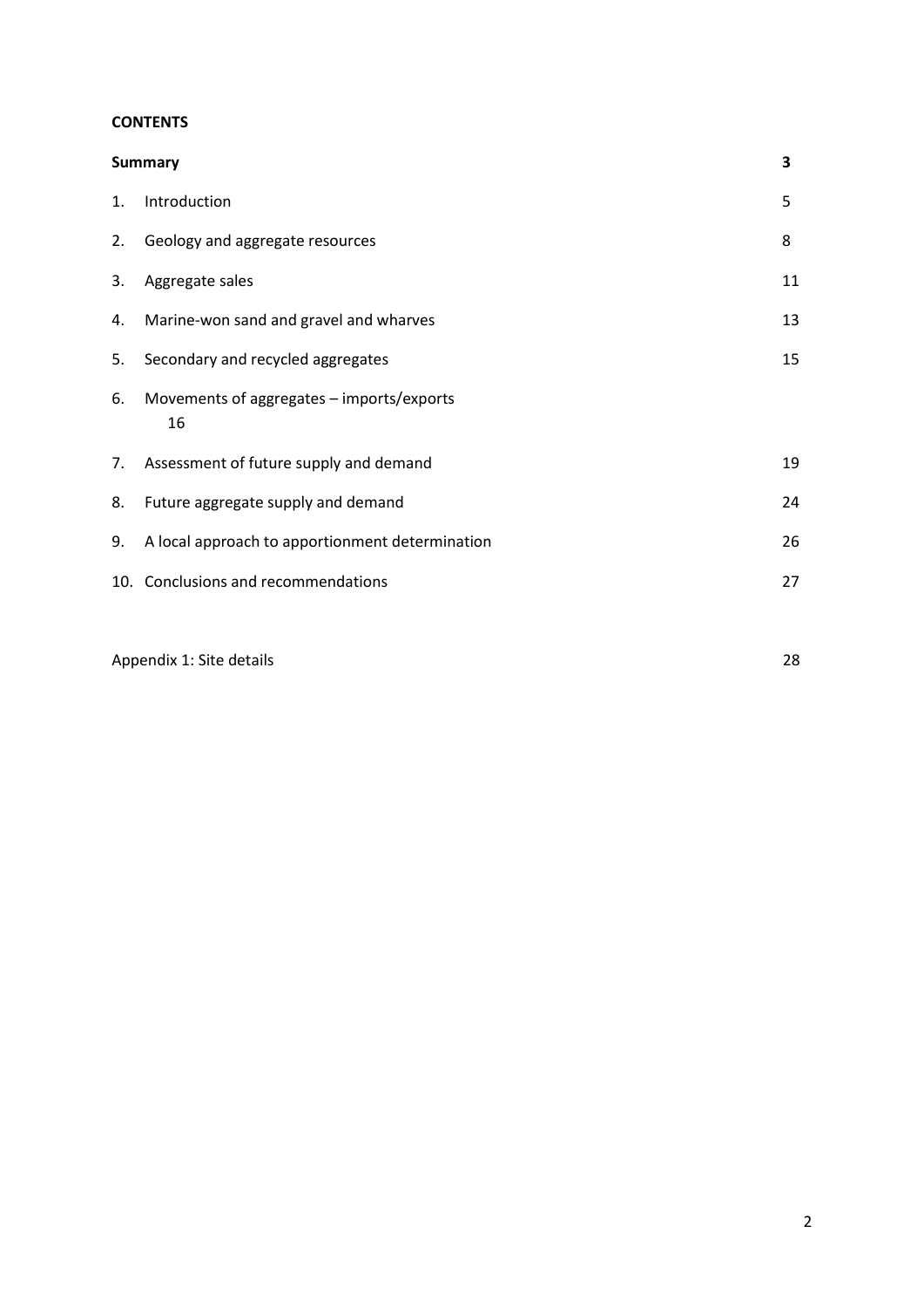**CONTENTS**

| | | |
|---|---|---|
| **Summary** | | **3** |
| 1. | Introduction | 5 |
| 2. | Geology and aggregate resources | 8 |
| 3. | Aggregate sales | 11 |
| 4. | Marine-won sand and gravel and wharves | 13 |
| 5. | Secondary and recycled aggregates | 15 |
| 6. | Movements of aggregates – imports/exports | 16 |
| 7. | Assessment of future supply and demand | 19 |
| 8. | Future aggregate supply and demand | 24 |
| 9. | A local approach to apportionment determination | 26 |
| 10. | Conclusions and recommendations | 27 |
| Appendix 1: Site details | | 28 |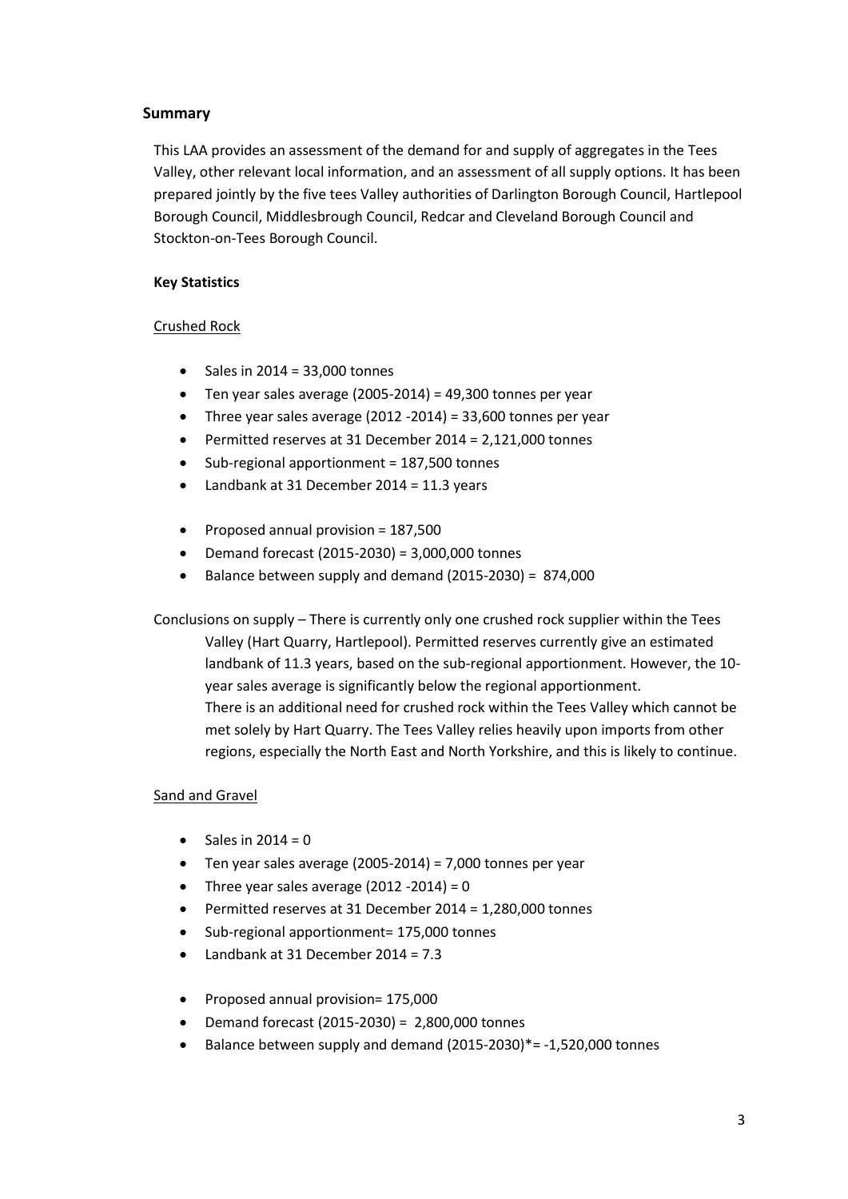## Summary

This LAA provides an assessment of the demand for and supply of aggregates in the Tees Valley, other relevant local information, and an assessment of all supply options. It has been prepared jointly by the five tees Valley authorities of Darlington Borough Council, Hartlepool Borough Council, Middlesbrough Council, Redcar and Cleveland Borough Council and Stockton-on-Tees Borough Council.

**Key Statistics**

Crushed Rock

- Sales in 2014 = 33,000 tonnes
- Ten year sales average (2005-2014) = 49,300 tonnes per year
- Three year sales average (2012 -2014) = 33,600 tonnes per year
- Permitted reserves at 31 December 2014 = 2,121,000 tonnes
- Sub-regional apportionment = 187,500 tonnes
- Landbank at 31 December 2014 = 11.3 years

- Proposed annual provision = 187,500
- Demand forecast (2015-2030) = 3,000,000 tonnes
- Balance between supply and demand (2015-2030) = 874,000

Conclusions on supply – There is currently only one crushed rock supplier within the Tees Valley (Hart Quarry, Hartlepool). Permitted reserves currently give an estimated landbank of 11.3 years, based on the sub-regional apportionment. However, the 10-year sales average is significantly below the regional apportionment. There is an additional need for crushed rock within the Tees Valley which cannot be met solely by Hart Quarry. The Tees Valley relies heavily upon imports from other regions, especially the North East and North Yorkshire, and this is likely to continue.

Sand and Gravel

- Sales in 2014 = 0
- Ten year sales average (2005-2014) = 7,000 tonnes per year
- Three year sales average (2012 -2014) = 0
- Permitted reserves at 31 December 2014 = 1,280,000 tonnes
- Sub-regional apportionment= 175,000 tonnes
- Landbank at 31 December 2014 = 7.3

- Proposed annual provision= 175,000
- Demand forecast (2015-2030) = 2,800,000 tonnes
- Balance between supply and demand (2015-2030)*= -1,520,000 tonnes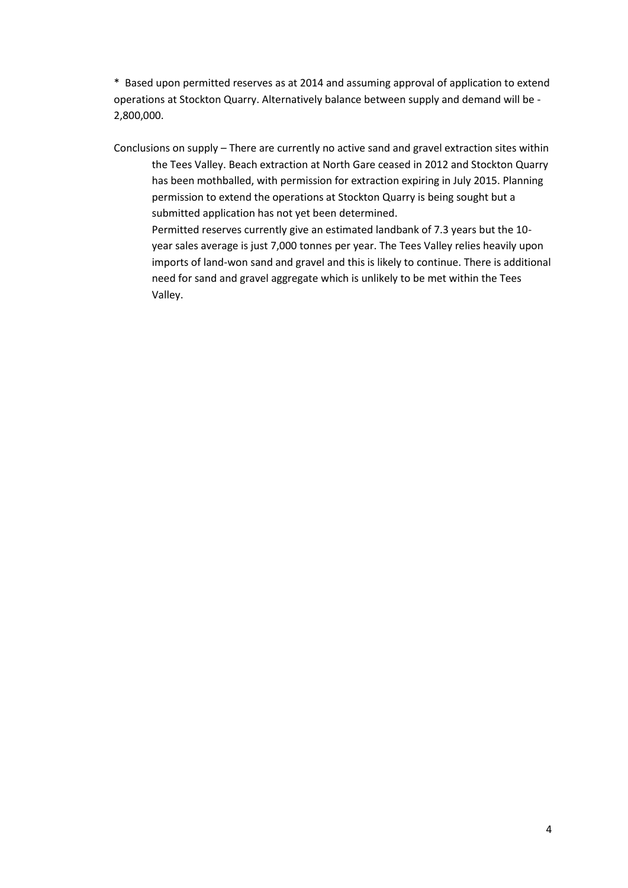* Based upon permitted reserves as at 2014 and assuming approval of application to extend operations at Stockton Quarry. Alternatively balance between supply and demand will be -2,800,000.

Conclusions on supply – There are currently no active sand and gravel extraction sites within the Tees Valley. Beach extraction at North Gare ceased in 2012 and Stockton Quarry has been mothballed, with permission for extraction expiring in July 2015. Planning permission to extend the operations at Stockton Quarry is being sought but a submitted application has not yet been determined.

Permitted reserves currently give an estimated landbank of 7.3 years but the 10-year sales average is just 7,000 tonnes per year. The Tees Valley relies heavily upon imports of land-won sand and gravel and this is likely to continue. There is additional need for sand and gravel aggregate which is unlikely to be met within the Tees Valley.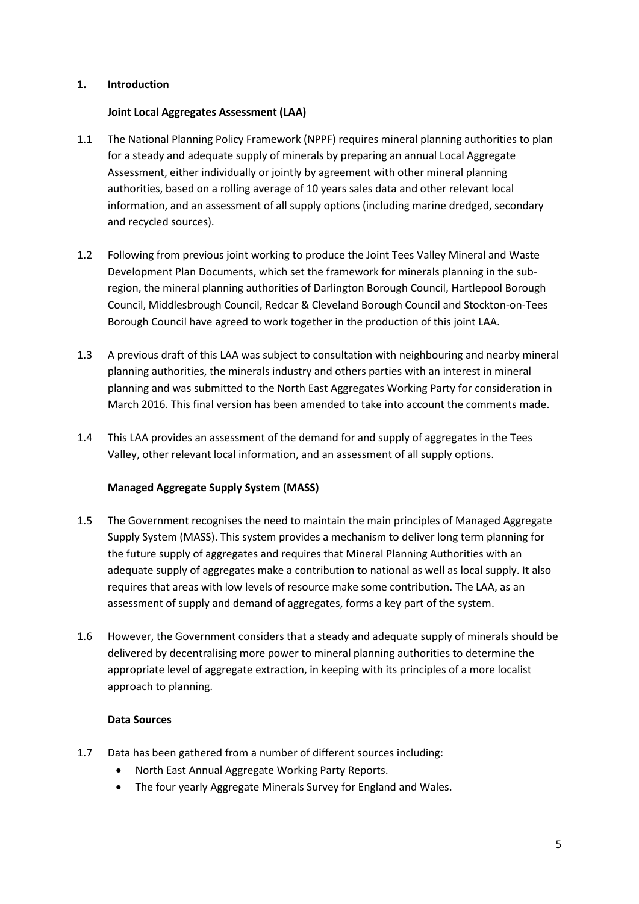## 1. Introduction

### Joint Local Aggregates Assessment (LAA)

1.1 The National Planning Policy Framework (NPPF) requires mineral planning authorities to plan for a steady and adequate supply of minerals by preparing an annual Local Aggregate Assessment, either individually or jointly by agreement with other mineral planning authorities, based on a rolling average of 10 years sales data and other relevant local information, and an assessment of all supply options (including marine dredged, secondary and recycled sources).

1.2 Following from previous joint working to produce the Joint Tees Valley Mineral and Waste Development Plan Documents, which set the framework for minerals planning in the sub-region, the mineral planning authorities of Darlington Borough Council, Hartlepool Borough Council, Middlesbrough Council, Redcar & Cleveland Borough Council and Stockton-on-Tees Borough Council have agreed to work together in the production of this joint LAA.

1.3 A previous draft of this LAA was subject to consultation with neighbouring and nearby mineral planning authorities, the minerals industry and others parties with an interest in mineral planning and was submitted to the North East Aggregates Working Party for consideration in March 2016. This final version has been amended to take into account the comments made.

1.4 This LAA provides an assessment of the demand for and supply of aggregates in the Tees Valley, other relevant local information, and an assessment of all supply options.

### Managed Aggregate Supply System (MASS)

1.5 The Government recognises the need to maintain the main principles of Managed Aggregate Supply System (MASS). This system provides a mechanism to deliver long term planning for the future supply of aggregates and requires that Mineral Planning Authorities with an adequate supply of aggregates make a contribution to national as well as local supply. It also requires that areas with low levels of resource make some contribution. The LAA, as an assessment of supply and demand of aggregates, forms a key part of the system.

1.6 However, the Government considers that a steady and adequate supply of minerals should be delivered by decentralising more power to mineral planning authorities to determine the appropriate level of aggregate extraction, in keeping with its principles of a more localist approach to planning.

### Data Sources

1.7 Data has been gathered from a number of different sources including:

- North East Annual Aggregate Working Party Reports.
- The four yearly Aggregate Minerals Survey for England and Wales.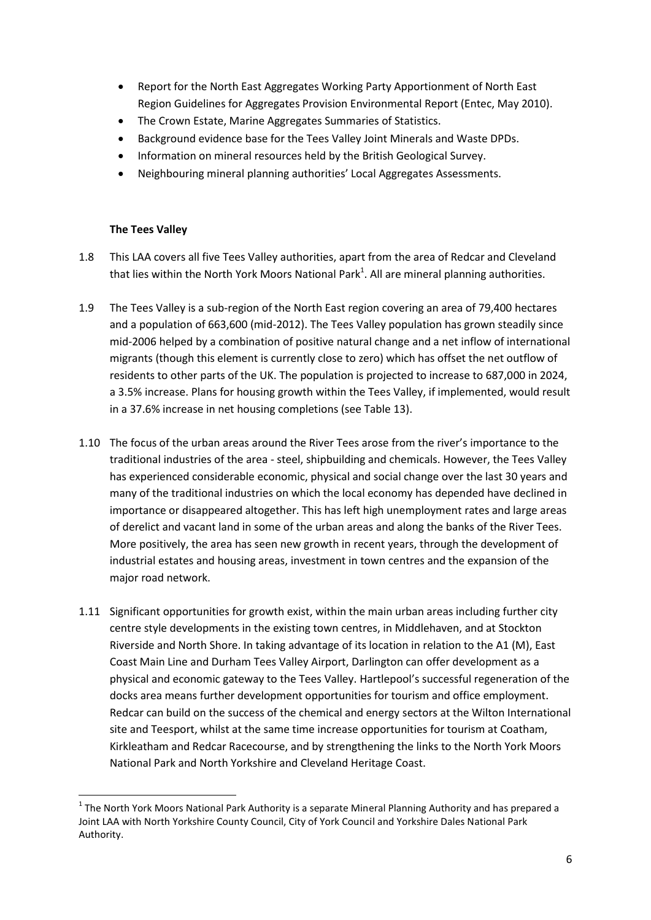- Report for the North East Aggregates Working Party Apportionment of North East Region Guidelines for Aggregates Provision Environmental Report (Entec, May 2010).
- The Crown Estate, Marine Aggregates Summaries of Statistics.
- Background evidence base for the Tees Valley Joint Minerals and Waste DPDs.
- Information on mineral resources held by the British Geological Survey.
- Neighbouring mineral planning authorities' Local Aggregates Assessments.

**The Tees Valley**

1.8 This LAA covers all five Tees Valley authorities, apart from the area of Redcar and Cleveland that lies within the North York Moors National Park[1]. All are mineral planning authorities.

1.9 The Tees Valley is a sub-region of the North East region covering an area of 79,400 hectares and a population of 663,600 (mid-2012). The Tees Valley population has grown steadily since mid-2006 helped by a combination of positive natural change and a net inflow of international migrants (though this element is currently close to zero) which has offset the net outflow of residents to other parts of the UK. The population is projected to increase to 687,000 in 2024, a 3.5% increase. Plans for housing growth within the Tees Valley, if implemented, would result in a 37.6% increase in net housing completions (see Table 13).

1.10 The focus of the urban areas around the River Tees arose from the river's importance to the traditional industries of the area - steel, shipbuilding and chemicals. However, the Tees Valley has experienced considerable economic, physical and social change over the last 30 years and many of the traditional industries on which the local economy has depended have declined in importance or disappeared altogether. This has left high unemployment rates and large areas of derelict and vacant land in some of the urban areas and along the banks of the River Tees. More positively, the area has seen new growth in recent years, through the development of industrial estates and housing areas, investment in town centres and the expansion of the major road network.

1.11 Significant opportunities for growth exist, within the main urban areas including further city centre style developments in the existing town centres, in Middlehaven, and at Stockton Riverside and North Shore. In taking advantage of its location in relation to the A1 (M), East Coast Main Line and Durham Tees Valley Airport, Darlington can offer development as a physical and economic gateway to the Tees Valley. Hartlepool's successful regeneration of the docks area means further development opportunities for tourism and office employment. Redcar can build on the success of the chemical and energy sectors at the Wilton International site and Teesport, whilst at the same time increase opportunities for tourism at Coatham, Kirkleatham and Redcar Racecourse, and by strengthening the links to the North York Moors National Park and North Yorkshire and Cleveland Heritage Coast.

[1] The North York Moors National Park Authority is a separate Mineral Planning Authority and has prepared a Joint LAA with North Yorkshire County Council, City of York Council and Yorkshire Dales National Park Authority.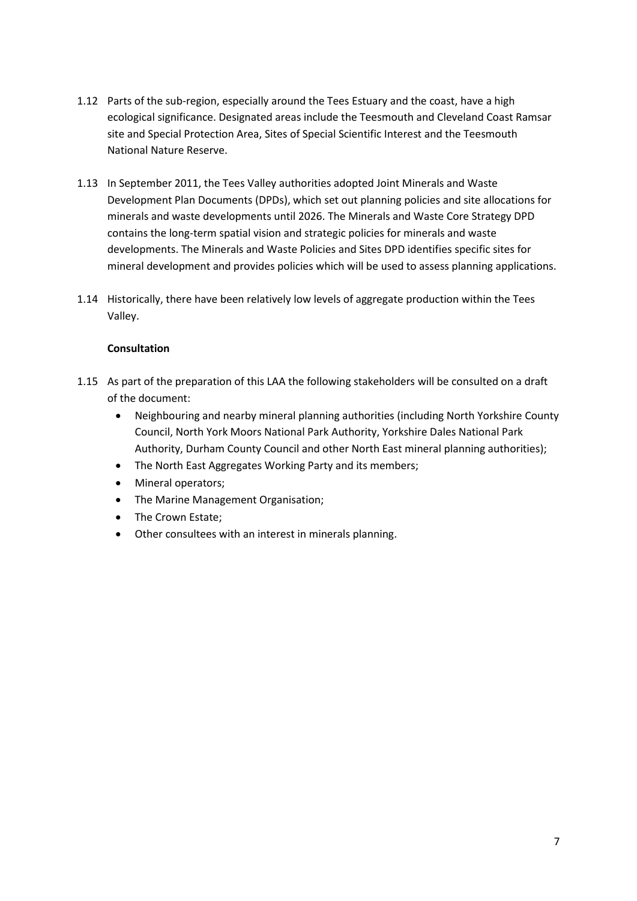1.12 Parts of the sub-region, especially around the Tees Estuary and the coast, have a high ecological significance. Designated areas include the Teesmouth and Cleveland Coast Ramsar site and Special Protection Area, Sites of Special Scientific Interest and the Teesmouth National Nature Reserve.

1.13 In September 2011, the Tees Valley authorities adopted Joint Minerals and Waste Development Plan Documents (DPDs), which set out planning policies and site allocations for minerals and waste developments until 2026. The Minerals and Waste Core Strategy DPD contains the long-term spatial vision and strategic policies for minerals and waste developments. The Minerals and Waste Policies and Sites DPD identifies specific sites for mineral development and provides policies which will be used to assess planning applications.

1.14 Historically, there have been relatively low levels of aggregate production within the Tees Valley.

**Consultation**

1.15 As part of the preparation of this LAA the following stakeholders will be consulted on a draft of the document:

- Neighbouring and nearby mineral planning authorities (including North Yorkshire County Council, North York Moors National Park Authority, Yorkshire Dales National Park Authority, Durham County Council and other North East mineral planning authorities);
- The North East Aggregates Working Party and its members;
- Mineral operators;
- The Marine Management Organisation;
- The Crown Estate;
- Other consultees with an interest in minerals planning.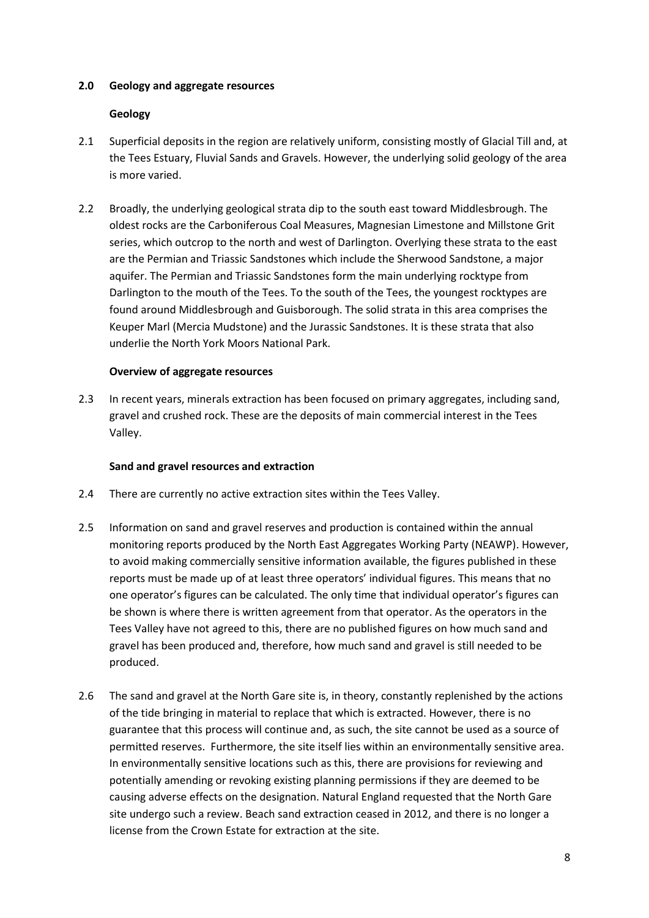## 2.0 Geology and aggregate resources

### Geology

2.1 Superficial deposits in the region are relatively uniform, consisting mostly of Glacial Till and, at the Tees Estuary, Fluvial Sands and Gravels. However, the underlying solid geology of the area is more varied.

2.2 Broadly, the underlying geological strata dip to the south east toward Middlesbrough. The oldest rocks are the Carboniferous Coal Measures, Magnesian Limestone and Millstone Grit series, which outcrop to the north and west of Darlington. Overlying these strata to the east are the Permian and Triassic Sandstones which include the Sherwood Sandstone, a major aquifer. The Permian and Triassic Sandstones form the main underlying rocktype from Darlington to the mouth of the Tees. To the south of the Tees, the youngest rocktypes are found around Middlesbrough and Guisborough. The solid strata in this area comprises the Keuper Marl (Mercia Mudstone) and the Jurassic Sandstones. It is these strata that also underlie the North York Moors National Park.

### Overview of aggregate resources

2.3 In recent years, minerals extraction has been focused on primary aggregates, including sand, gravel and crushed rock. These are the deposits of main commercial interest in the Tees Valley.

### Sand and gravel resources and extraction

2.4 There are currently no active extraction sites within the Tees Valley.

2.5 Information on sand and gravel reserves and production is contained within the annual monitoring reports produced by the North East Aggregates Working Party (NEAWP). However, to avoid making commercially sensitive information available, the figures published in these reports must be made up of at least three operators' individual figures. This means that no one operator's figures can be calculated. The only time that individual operator's figures can be shown is where there is written agreement from that operator. As the operators in the Tees Valley have not agreed to this, there are no published figures on how much sand and gravel has been produced and, therefore, how much sand and gravel is still needed to be produced.

2.6 The sand and gravel at the North Gare site is, in theory, constantly replenished by the actions of the tide bringing in material to replace that which is extracted. However, there is no guarantee that this process will continue and, as such, the site cannot be used as a source of permitted reserves. Furthermore, the site itself lies within an environmentally sensitive area. In environmentally sensitive locations such as this, there are provisions for reviewing and potentially amending or revoking existing planning permissions if they are deemed to be causing adverse effects on the designation. Natural England requested that the North Gare site undergo such a review. Beach sand extraction ceased in 2012, and there is no longer a license from the Crown Estate for extraction at the site.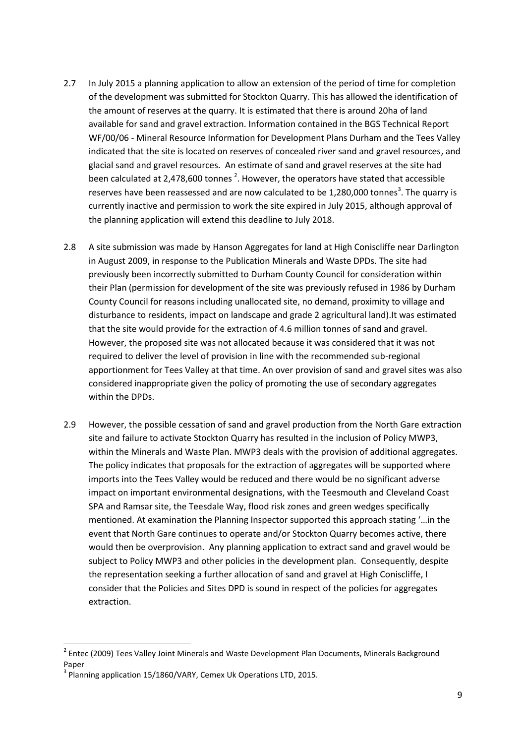2.7 In July 2015 a planning application to allow an extension of the period of time for completion of the development was submitted for Stockton Quarry. This has allowed the identification of the amount of reserves at the quarry. It is estimated that there is around 20ha of land available for sand and gravel extraction. Information contained in the BGS Technical Report WF/00/06 - Mineral Resource Information for Development Plans Durham and the Tees Valley indicated that the site is located on reserves of concealed river sand and gravel resources, and glacial sand and gravel resources. An estimate of sand and gravel reserves at the site had been calculated at 2,478,600 tonnes [2]. However, the operators have stated that accessible reserves have been reassessed and are now calculated to be 1,280,000 tonnes[3]. The quarry is currently inactive and permission to work the site expired in July 2015, although approval of the planning application will extend this deadline to July 2018.

2.8 A site submission was made by Hanson Aggregates for land at High Coniscliffe near Darlington in August 2009, in response to the Publication Minerals and Waste DPDs. The site had previously been incorrectly submitted to Durham County Council for consideration within their Plan (permission for development of the site was previously refused in 1986 by Durham County Council for reasons including unallocated site, no demand, proximity to village and disturbance to residents, impact on landscape and grade 2 agricultural land).It was estimated that the site would provide for the extraction of 4.6 million tonnes of sand and gravel. However, the proposed site was not allocated because it was considered that it was not required to deliver the level of provision in line with the recommended sub-regional apportionment for Tees Valley at that time. An over provision of sand and gravel sites was also considered inappropriate given the policy of promoting the use of secondary aggregates within the DPDs.

2.9 However, the possible cessation of sand and gravel production from the North Gare extraction site and failure to activate Stockton Quarry has resulted in the inclusion of Policy MWP3, within the Minerals and Waste Plan. MWP3 deals with the provision of additional aggregates. The policy indicates that proposals for the extraction of aggregates will be supported where imports into the Tees Valley would be reduced and there would be no significant adverse impact on important environmental designations, with the Teesmouth and Cleveland Coast SPA and Ramsar site, the Teesdale Way, flood risk zones and green wedges specifically mentioned. At examination the Planning Inspector supported this approach stating '…in the event that North Gare continues to operate and/or Stockton Quarry becomes active, there would then be overprovision. Any planning application to extract sand and gravel would be subject to Policy MWP3 and other policies in the development plan. Consequently, despite the representation seeking a further allocation of sand and gravel at High Coniscliffe, I consider that the Policies and Sites DPD is sound in respect of the policies for aggregates extraction.

---

[2] Entec (2009) Tees Valley Joint Minerals and Waste Development Plan Documents, Minerals Background Paper

[3] Planning application 15/1860/VARY, Cemex Uk Operations LTD, 2015.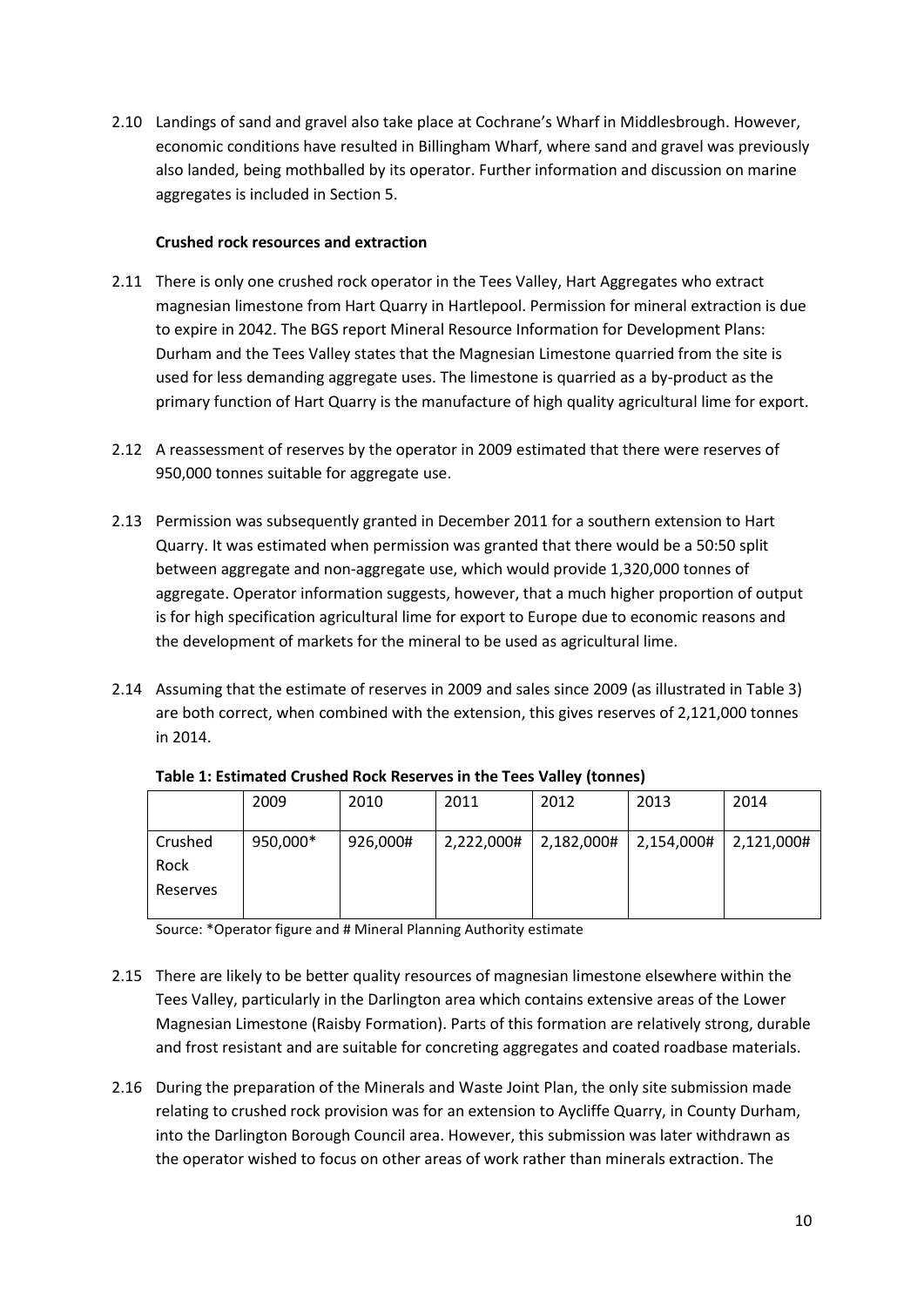2.10 Landings of sand and gravel also take place at Cochrane's Wharf in Middlesbrough. However, economic conditions have resulted in Billingham Wharf, where sand and gravel was previously also landed, being mothballed by its operator. Further information and discussion on marine aggregates is included in Section 5.

**Crushed rock resources and extraction**

2.11 There is only one crushed rock operator in the Tees Valley, Hart Aggregates who extract magnesian limestone from Hart Quarry in Hartlepool. Permission for mineral extraction is due to expire in 2042. The BGS report Mineral Resource Information for Development Plans: Durham and the Tees Valley states that the Magnesian Limestone quarried from the site is used for less demanding aggregate uses. The limestone is quarried as a by-product as the primary function of Hart Quarry is the manufacture of high quality agricultural lime for export.

2.12 A reassessment of reserves by the operator in 2009 estimated that there were reserves of 950,000 tonnes suitable for aggregate use.

2.13 Permission was subsequently granted in December 2011 for a southern extension to Hart Quarry. It was estimated when permission was granted that there would be a 50:50 split between aggregate and non-aggregate use, which would provide 1,320,000 tonnes of aggregate. Operator information suggests, however, that a much higher proportion of output is for high specification agricultural lime for export to Europe due to economic reasons and the development of markets for the mineral to be used as agricultural lime.

2.14 Assuming that the estimate of reserves in 2009 and sales since 2009 (as illustrated in Table 3) are both correct, when combined with the extension, this gives reserves of 2,121,000 tonnes in 2014.

**Table 1: Estimated Crushed Rock Reserves in the Tees Valley (tonnes)**

| | 2009 | 2010 | 2011 | 2012 | 2013 | 2014 |
|---|---|---|---|---|---|---|
| Crushed Rock Reserves | 950,000* | 926,000# | 2,222,000# | 2,182,000# | 2,154,000# | 2,121,000# |

Source: *Operator figure and # Mineral Planning Authority estimate

2.15 There are likely to be better quality resources of magnesian limestone elsewhere within the Tees Valley, particularly in the Darlington area which contains extensive areas of the Lower Magnesian Limestone (Raisby Formation). Parts of this formation are relatively strong, durable and frost resistant and are suitable for concreting aggregates and coated roadbase materials.

2.16 During the preparation of the Minerals and Waste Joint Plan, the only site submission made relating to crushed rock provision was for an extension to Aycliffe Quarry, in County Durham, into the Darlington Borough Council area. However, this submission was later withdrawn as the operator wished to focus on other areas of work rather than minerals extraction. The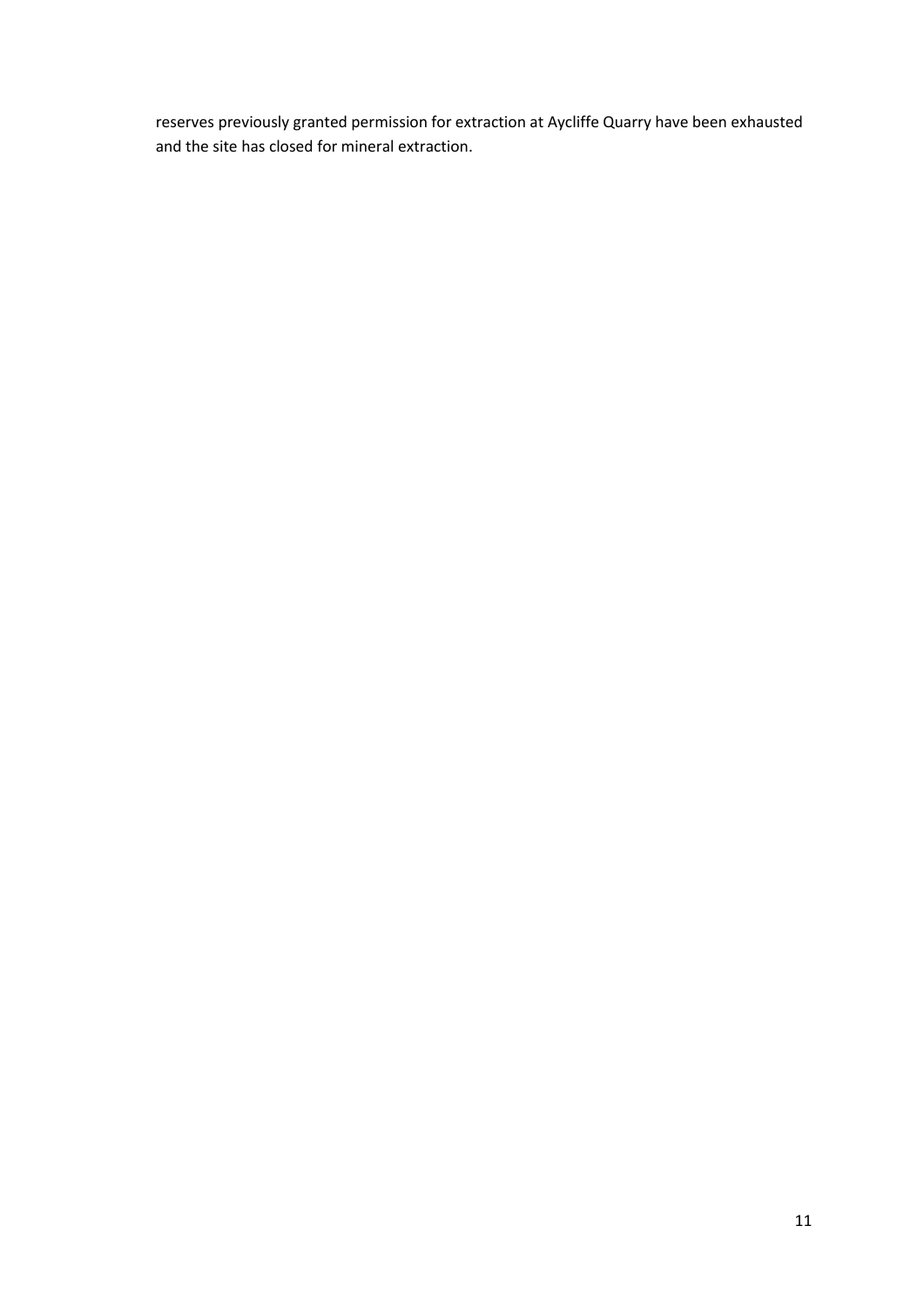reserves previously granted permission for extraction at Aycliffe Quarry have been exhausted and the site has closed for mineral extraction.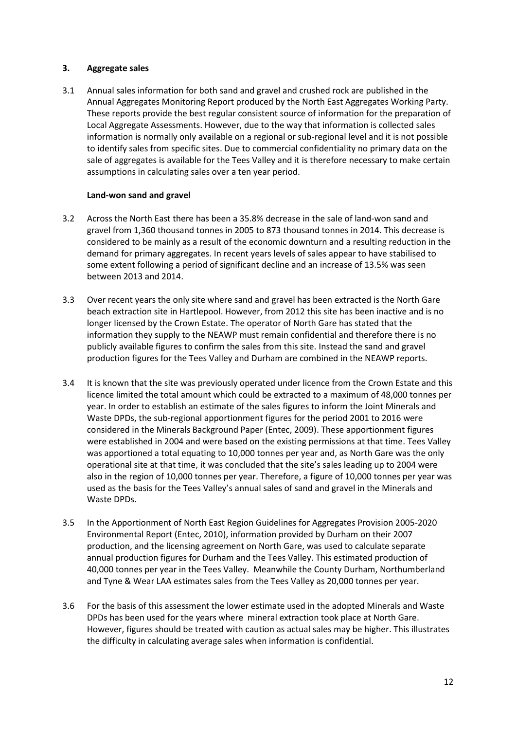## 3. Aggregate sales

3.1 Annual sales information for both sand and gravel and crushed rock are published in the Annual Aggregates Monitoring Report produced by the North East Aggregates Working Party. These reports provide the best regular consistent source of information for the preparation of Local Aggregate Assessments. However, due to the way that information is collected sales information is normally only available on a regional or sub-regional level and it is not possible to identify sales from specific sites. Due to commercial confidentiality no primary data on the sale of aggregates is available for the Tees Valley and it is therefore necessary to make certain assumptions in calculating sales over a ten year period.

### Land-won sand and gravel

3.2 Across the North East there has been a 35.8% decrease in the sale of land-won sand and gravel from 1,360 thousand tonnes in 2005 to 873 thousand tonnes in 2014. This decrease is considered to be mainly as a result of the economic downturn and a resulting reduction in the demand for primary aggregates. In recent years levels of sales appear to have stabilised to some extent following a period of significant decline and an increase of 13.5% was seen between 2013 and 2014.

3.3 Over recent years the only site where sand and gravel has been extracted is the North Gare beach extraction site in Hartlepool. However, from 2012 this site has been inactive and is no longer licensed by the Crown Estate. The operator of North Gare has stated that the information they supply to the NEAWP must remain confidential and therefore there is no publicly available figures to confirm the sales from this site. Instead the sand and gravel production figures for the Tees Valley and Durham are combined in the NEAWP reports.

3.4 It is known that the site was previously operated under licence from the Crown Estate and this licence limited the total amount which could be extracted to a maximum of 48,000 tonnes per year. In order to establish an estimate of the sales figures to inform the Joint Minerals and Waste DPDs, the sub-regional apportionment figures for the period 2001 to 2016 were considered in the Minerals Background Paper (Entec, 2009). These apportionment figures were established in 2004 and were based on the existing permissions at that time. Tees Valley was apportioned a total equating to 10,000 tonnes per year and, as North Gare was the only operational site at that time, it was concluded that the site's sales leading up to 2004 were also in the region of 10,000 tonnes per year. Therefore, a figure of 10,000 tonnes per year was used as the basis for the Tees Valley's annual sales of sand and gravel in the Minerals and Waste DPDs.

3.5 In the Apportionment of North East Region Guidelines for Aggregates Provision 2005-2020 Environmental Report (Entec, 2010), information provided by Durham on their 2007 production, and the licensing agreement on North Gare, was used to calculate separate annual production figures for Durham and the Tees Valley. This estimated production of 40,000 tonnes per year in the Tees Valley. Meanwhile the County Durham, Northumberland and Tyne & Wear LAA estimates sales from the Tees Valley as 20,000 tonnes per year.

3.6 For the basis of this assessment the lower estimate used in the adopted Minerals and Waste DPDs has been used for the years where mineral extraction took place at North Gare. However, figures should be treated with caution as actual sales may be higher. This illustrates the difficulty in calculating average sales when information is confidential.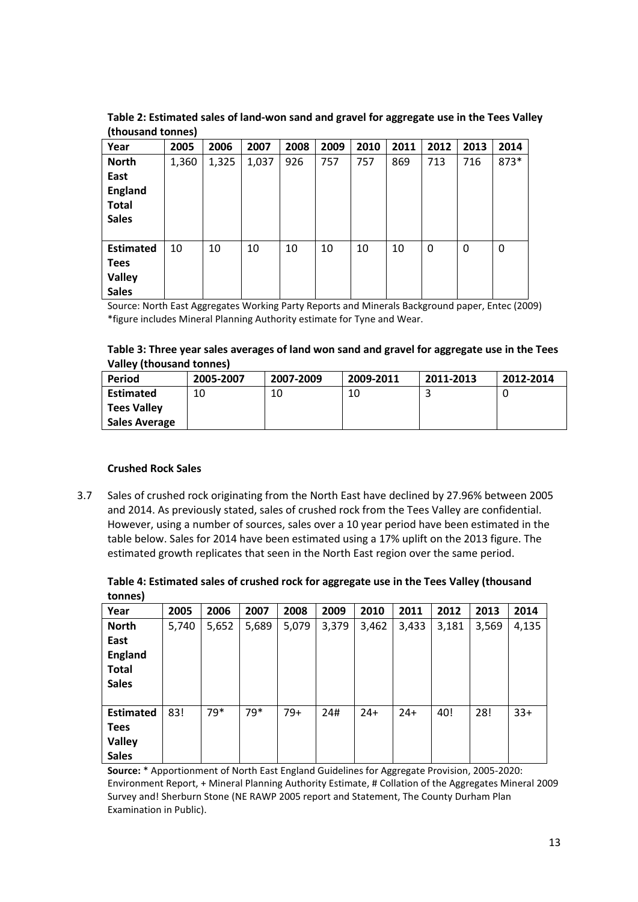**Table 2: Estimated sales of land-won sand and gravel for aggregate use in the Tees Valley (thousand tonnes)**

| Year | 2005 | 2006 | 2007 | 2008 | 2009 | 2010 | 2011 | 2012 | 2013 | 2014 |
|---|---|---|---|---|---|---|---|---|---|---|
| **North East England Total Sales** | 1,360 | 1,325 | 1,037 | 926 | 757 | 757 | 869 | 713 | 716 | 873* |
| **Estimated Tees Valley Sales** | 10 | 10 | 10 | 10 | 10 | 10 | 10 | 0 | 0 | 0 |

Source: North East Aggregates Working Party Reports and Minerals Background paper, Entec (2009)
*figure includes Mineral Planning Authority estimate for Tyne and Wear.

**Table 3: Three year sales averages of land won sand and gravel for aggregate use in the Tees Valley (thousand tonnes)**

| Period | 2005-2007 | 2007-2009 | 2009-2011 | 2011-2013 | 2012-2014 |
|---|---|---|---|---|---|
| **Estimated Tees Valley Sales Average** | 10 | 10 | 10 | 3 | 0 |

**Crushed Rock Sales**

3.7 Sales of crushed rock originating from the North East have declined by 27.96% between 2005 and 2014. As previously stated, sales of crushed rock from the Tees Valley are confidential. However, using a number of sources, sales over a 10 year period have been estimated in the table below. Sales for 2014 have been estimated using a 17% uplift on the 2013 figure. The estimated growth replicates that seen in the North East region over the same period.

**Table 4: Estimated sales of crushed rock for aggregate use in the Tees Valley (thousand tonnes)**

| Year | 2005 | 2006 | 2007 | 2008 | 2009 | 2010 | 2011 | 2012 | 2013 | 2014 |
|---|---|---|---|---|---|---|---|---|---|---|
| **North East England Total Sales** | 5,740 | 5,652 | 5,689 | 5,079 | 3,379 | 3,462 | 3,433 | 3,181 | 3,569 | 4,135 |
| **Estimated Tees Valley Sales** | 83! | 79* | 79* | 79+ | 24# | 24+ | 24+ | 40! | 28! | 33+ |

**Source:** * Apportionment of North East England Guidelines for Aggregate Provision, 2005-2020: Environment Report, + Mineral Planning Authority Estimate, # Collation of the Aggregates Mineral 2009 Survey and! Sherburn Stone (NE RAWP 2005 report and Statement, The County Durham Plan Examination in Public).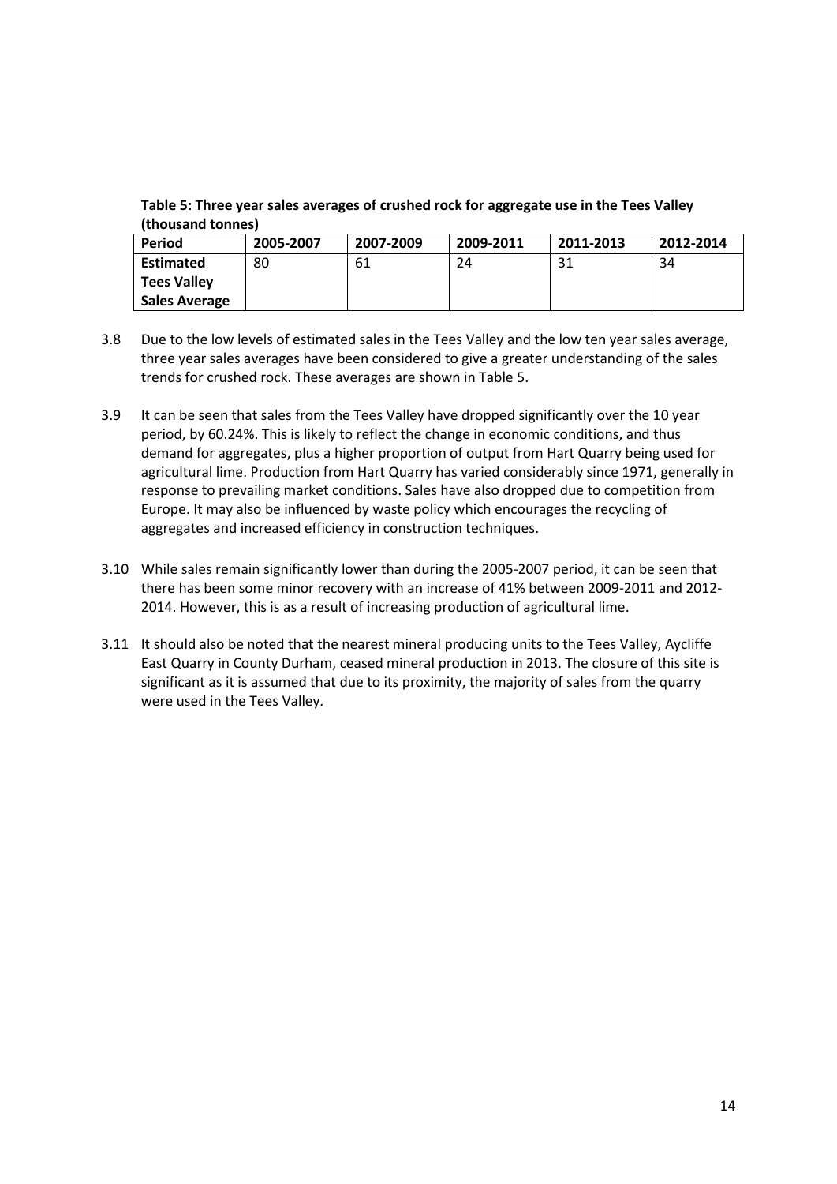**Table 5: Three year sales averages of crushed rock for aggregate use in the Tees Valley (thousand tonnes)**

| Period | 2005-2007 | 2007-2009 | 2009-2011 | 2011-2013 | 2012-2014 |
|---|---|---|---|---|---|
| Estimated Tees Valley Sales Average | 80 | 61 | 24 | 31 | 34 |

3.8 Due to the low levels of estimated sales in the Tees Valley and the low ten year sales average, three year sales averages have been considered to give a greater understanding of the sales trends for crushed rock. These averages are shown in Table 5.

3.9 It can be seen that sales from the Tees Valley have dropped significantly over the 10 year period, by 60.24%. This is likely to reflect the change in economic conditions, and thus demand for aggregates, plus a higher proportion of output from Hart Quarry being used for agricultural lime. Production from Hart Quarry has varied considerably since 1971, generally in response to prevailing market conditions. Sales have also dropped due to competition from Europe. It may also be influenced by waste policy which encourages the recycling of aggregates and increased efficiency in construction techniques.

3.10 While sales remain significantly lower than during the 2005-2007 period, it can be seen that there has been some minor recovery with an increase of 41% between 2009-2011 and 2012-2014. However, this is as a result of increasing production of agricultural lime.

3.11 It should also be noted that the nearest mineral producing units to the Tees Valley, Aycliffe East Quarry in County Durham, ceased mineral production in 2013. The closure of this site is significant as it is assumed that due to its proximity, the majority of sales from the quarry were used in the Tees Valley.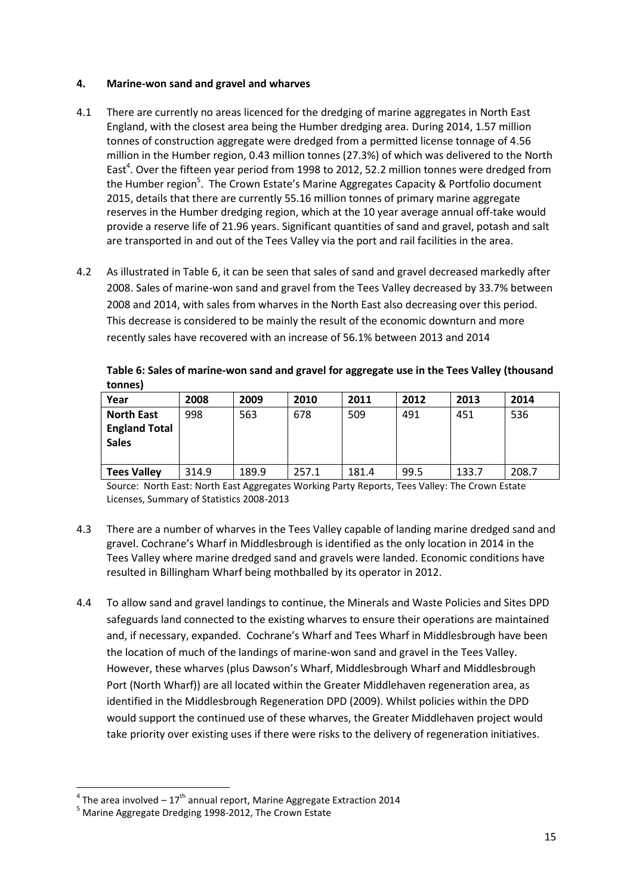## 4. Marine-won sand and gravel and wharves

4.1 There are currently no areas licenced for the dredging of marine aggregates in North East England, with the closest area being the Humber dredging area. During 2014, 1.57 million tonnes of construction aggregate were dredged from a permitted license tonnage of 4.56 million in the Humber region, 0.43 million tonnes (27.3%) of which was delivered to the North East[4]. Over the fifteen year period from 1998 to 2012, 52.2 million tonnes were dredged from the Humber region[5]. The Crown Estate's Marine Aggregates Capacity & Portfolio document 2015, details that there are currently 55.16 million tonnes of primary marine aggregate reserves in the Humber dredging region, which at the 10 year average annual off-take would provide a reserve life of 21.96 years. Significant quantities of sand and gravel, potash and salt are transported in and out of the Tees Valley via the port and rail facilities in the area.

4.2 As illustrated in Table 6, it can be seen that sales of sand and gravel decreased markedly after 2008. Sales of marine-won sand and gravel from the Tees Valley decreased by 33.7% between 2008 and 2014, with sales from wharves in the North East also decreasing over this period. This decrease is considered to be mainly the result of the economic downturn and more recently sales have recovered with an increase of 56.1% between 2013 and 2014

**Table 6: Sales of marine-won sand and gravel for aggregate use in the Tees Valley (thousand tonnes)**

| Year | 2008 | 2009 | 2010 | 2011 | 2012 | 2013 | 2014 |
|---|---|---|---|---|---|---|---|
| **North East England Total Sales** | 998 | 563 | 678 | 509 | 491 | 451 | 536 |
| **Tees Valley** | 314.9 | 189.9 | 257.1 | 181.4 | 99.5 | 133.7 | 208.7 |

Source: North East: North East Aggregates Working Party Reports, Tees Valley: The Crown Estate Licenses, Summary of Statistics 2008-2013

4.3 There are a number of wharves in the Tees Valley capable of landing marine dredged sand and gravel. Cochrane's Wharf in Middlesbrough is identified as the only location in 2014 in the Tees Valley where marine dredged sand and gravels were landed. Economic conditions have resulted in Billingham Wharf being mothballed by its operator in 2012.

4.4 To allow sand and gravel landings to continue, the Minerals and Waste Policies and Sites DPD safeguards land connected to the existing wharves to ensure their operations are maintained and, if necessary, expanded. Cochrane's Wharf and Tees Wharf in Middlesbrough have been the location of much of the landings of marine-won sand and gravel in the Tees Valley. However, these wharves (plus Dawson's Wharf, Middlesbrough Wharf and Middlesbrough Port (North Wharf)) are all located within the Greater Middlehaven regeneration area, as identified in the Middlesbrough Regeneration DPD (2009). Whilst policies within the DPD would support the continued use of these wharves, the Greater Middlehaven project would take priority over existing uses if there were risks to the delivery of regeneration initiatives.

---

[4] The area involved – 17th annual report, Marine Aggregate Extraction 2014

[5] Marine Aggregate Dredging 1998-2012, The Crown Estate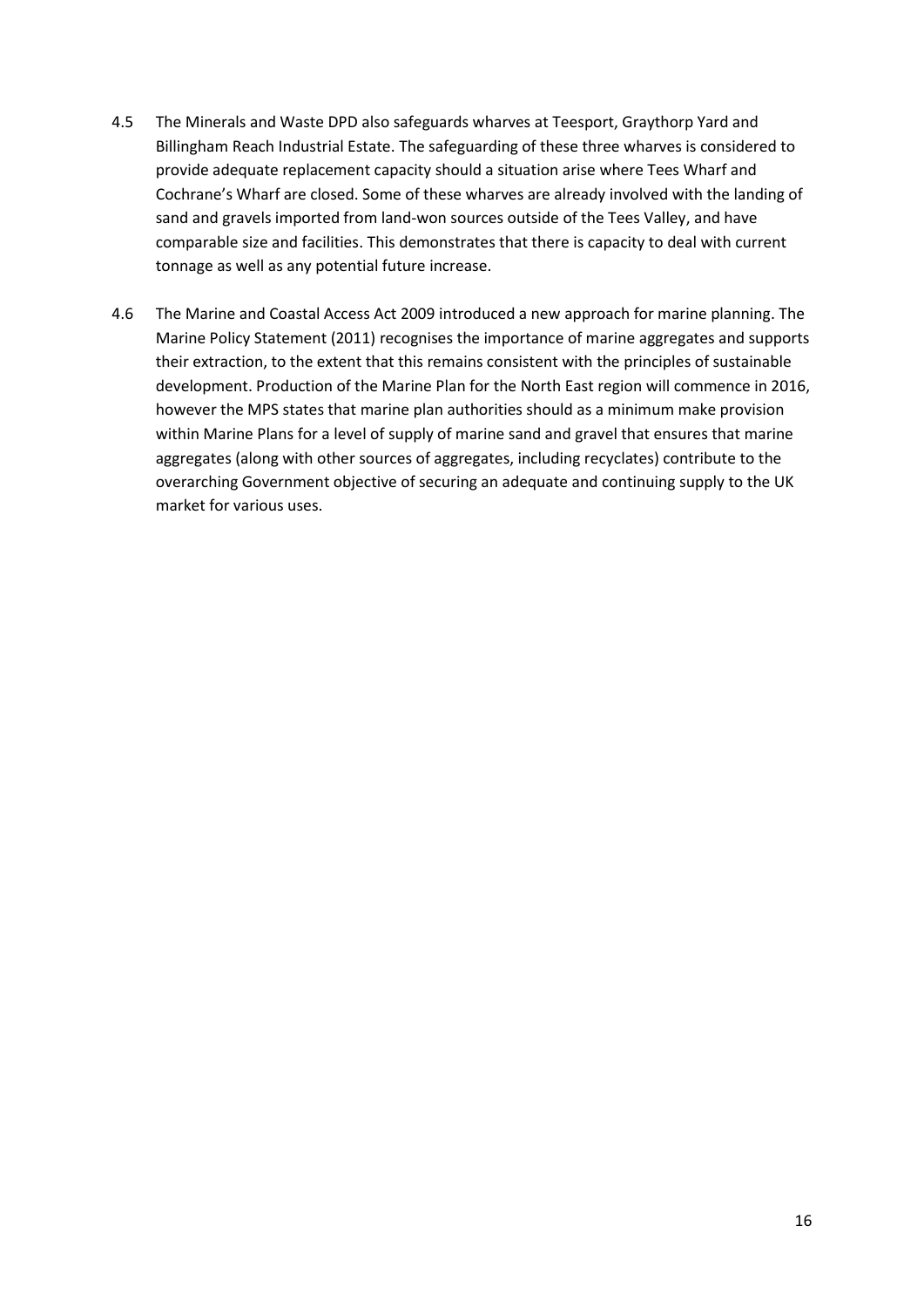4.5 The Minerals and Waste DPD also safeguards wharves at Teesport, Graythorp Yard and Billingham Reach Industrial Estate. The safeguarding of these three wharves is considered to provide adequate replacement capacity should a situation arise where Tees Wharf and Cochrane's Wharf are closed. Some of these wharves are already involved with the landing of sand and gravels imported from land-won sources outside of the Tees Valley, and have comparable size and facilities. This demonstrates that there is capacity to deal with current tonnage as well as any potential future increase.

4.6 The Marine and Coastal Access Act 2009 introduced a new approach for marine planning. The Marine Policy Statement (2011) recognises the importance of marine aggregates and supports their extraction, to the extent that this remains consistent with the principles of sustainable development. Production of the Marine Plan for the North East region will commence in 2016, however the MPS states that marine plan authorities should as a minimum make provision within Marine Plans for a level of supply of marine sand and gravel that ensures that marine aggregates (along with other sources of aggregates, including recyclates) contribute to the overarching Government objective of securing an adequate and continuing supply to the UK market for various uses.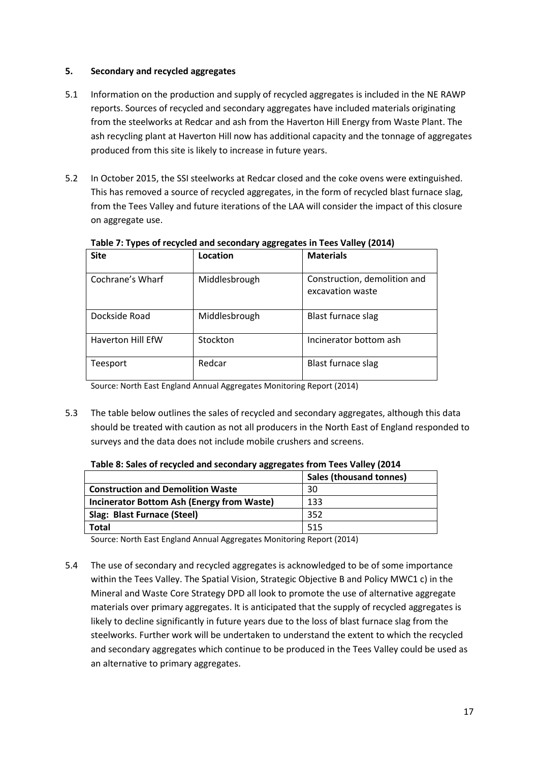## 5. Secondary and recycled aggregates

5.1 Information on the production and supply of recycled aggregates is included in the NE RAWP reports. Sources of recycled and secondary aggregates have included materials originating from the steelworks at Redcar and ash from the Haverton Hill Energy from Waste Plant. The ash recycling plant at Haverton Hill now has additional capacity and the tonnage of aggregates produced from this site is likely to increase in future years.

5.2 In October 2015, the SSI steelworks at Redcar closed and the coke ovens were extinguished. This has removed a source of recycled aggregates, in the form of recycled blast furnace slag, from the Tees Valley and future iterations of the LAA will consider the impact of this closure on aggregate use.

**Table 7: Types of recycled and secondary aggregates in Tees Valley (2014)**

| Site | Location | Materials |
|---|---|---|
| Cochrane's Wharf | Middlesbrough | Construction, demolition and excavation waste |
| Dockside Road | Middlesbrough | Blast furnace slag |
| Haverton Hill EfW | Stockton | Incinerator bottom ash |
| Teesport | Redcar | Blast furnace slag |

Source: North East England Annual Aggregates Monitoring Report (2014)

5.3 The table below outlines the sales of recycled and secondary aggregates, although this data should be treated with caution as not all producers in the North East of England responded to surveys and the data does not include mobile crushers and screens.

**Table 8: Sales of recycled and secondary aggregates from Tees Valley (2014**

| | Sales (thousand tonnes) |
|---|---|
| **Construction and Demolition Waste** | 30 |
| **Incinerator Bottom Ash (Energy from Waste)** | 133 |
| **Slag: Blast Furnace (Steel)** | 352 |
| **Total** | 515 |

Source: North East England Annual Aggregates Monitoring Report (2014)

5.4 The use of secondary and recycled aggregates is acknowledged to be of some importance within the Tees Valley. The Spatial Vision, Strategic Objective B and Policy MWC1 c) in the Mineral and Waste Core Strategy DPD all look to promote the use of alternative aggregate materials over primary aggregates. It is anticipated that the supply of recycled aggregates is likely to decline significantly in future years due to the loss of blast furnace slag from the steelworks. Further work will be undertaken to understand the extent to which the recycled and secondary aggregates which continue to be produced in the Tees Valley could be used as an alternative to primary aggregates.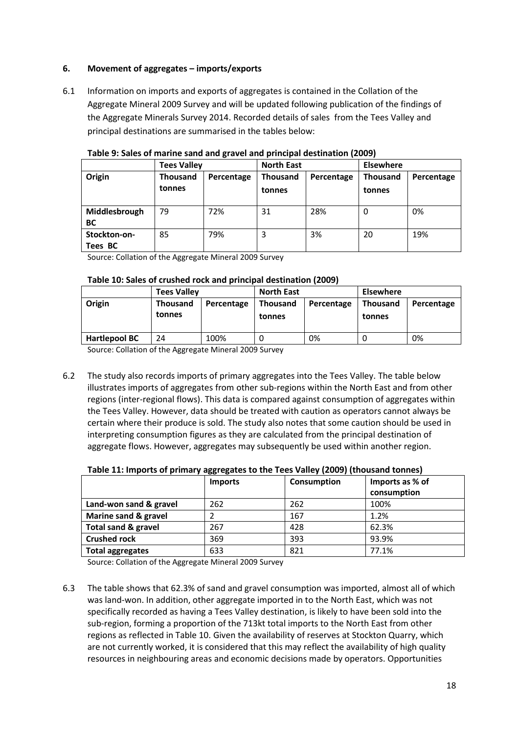## 6. Movement of aggregates – imports/exports

6.1 Information on imports and exports of aggregates is contained in the Collation of the Aggregate Mineral 2009 Survey and will be updated following publication of the findings of the Aggregate Minerals Survey 2014. Recorded details of sales from the Tees Valley and principal destinations are summarised in the tables below:

**Table 9: Sales of marine sand and gravel and principal destination (2009)**

| | Tees Valley | | North East | | Elsewhere | |
|---|---|---|---|---|---|---|
| **Origin** | **Thousand tonnes** | **Percentage** | **Thousand tonnes** | **Percentage** | **Thousand tonnes** | **Percentage** |
| **Middlesbrough BC** | 79 | 72% | 31 | 28% | 0 | 0% |
| **Stockton-on-Tees BC** | 85 | 79% | 3 | 3% | 20 | 19% |

Source: Collation of the Aggregate Mineral 2009 Survey

**Table 10: Sales of crushed rock and principal destination (2009)**

| | Tees Valley | | North East | | Elsewhere | |
|---|---|---|---|---|---|---|
| **Origin** | **Thousand tonnes** | **Percentage** | **Thousand tonnes** | **Percentage** | **Thousand tonnes** | **Percentage** |
| **Hartlepool BC** | 24 | 100% | 0 | 0% | 0 | 0% |

Source: Collation of the Aggregate Mineral 2009 Survey

6.2 The study also records imports of primary aggregates into the Tees Valley. The table below illustrates imports of aggregates from other sub-regions within the North East and from other regions (inter-regional flows). This data is compared against consumption of aggregates within the Tees Valley. However, data should be treated with caution as operators cannot always be certain where their produce is sold. The study also notes that some caution should be used in interpreting consumption figures as they are calculated from the principal destination of aggregate flows. However, aggregates may subsequently be used within another region.

**Table 11: Imports of primary aggregates to the Tees Valley (2009) (thousand tonnes)**

| | Imports | Consumption | Imports as % of consumption |
|---|---|---|---|
| **Land-won sand & gravel** | 262 | 262 | 100% |
| **Marine sand & gravel** | 2 | 167 | 1.2% |
| **Total sand & gravel** | 267 | 428 | 62.3% |
| **Crushed rock** | 369 | 393 | 93.9% |
| **Total aggregates** | 633 | 821 | 77.1% |

Source: Collation of the Aggregate Mineral 2009 Survey

6.3 The table shows that 62.3% of sand and gravel consumption was imported, almost all of which was land-won. In addition, other aggregate imported in to the North East, which was not specifically recorded as having a Tees Valley destination, is likely to have been sold into the sub-region, forming a proportion of the 713kt total imports to the North East from other regions as reflected in Table 10. Given the availability of reserves at Stockton Quarry, which are not currently worked, it is considered that this may reflect the availability of high quality resources in neighbouring areas and economic decisions made by operators. Opportunities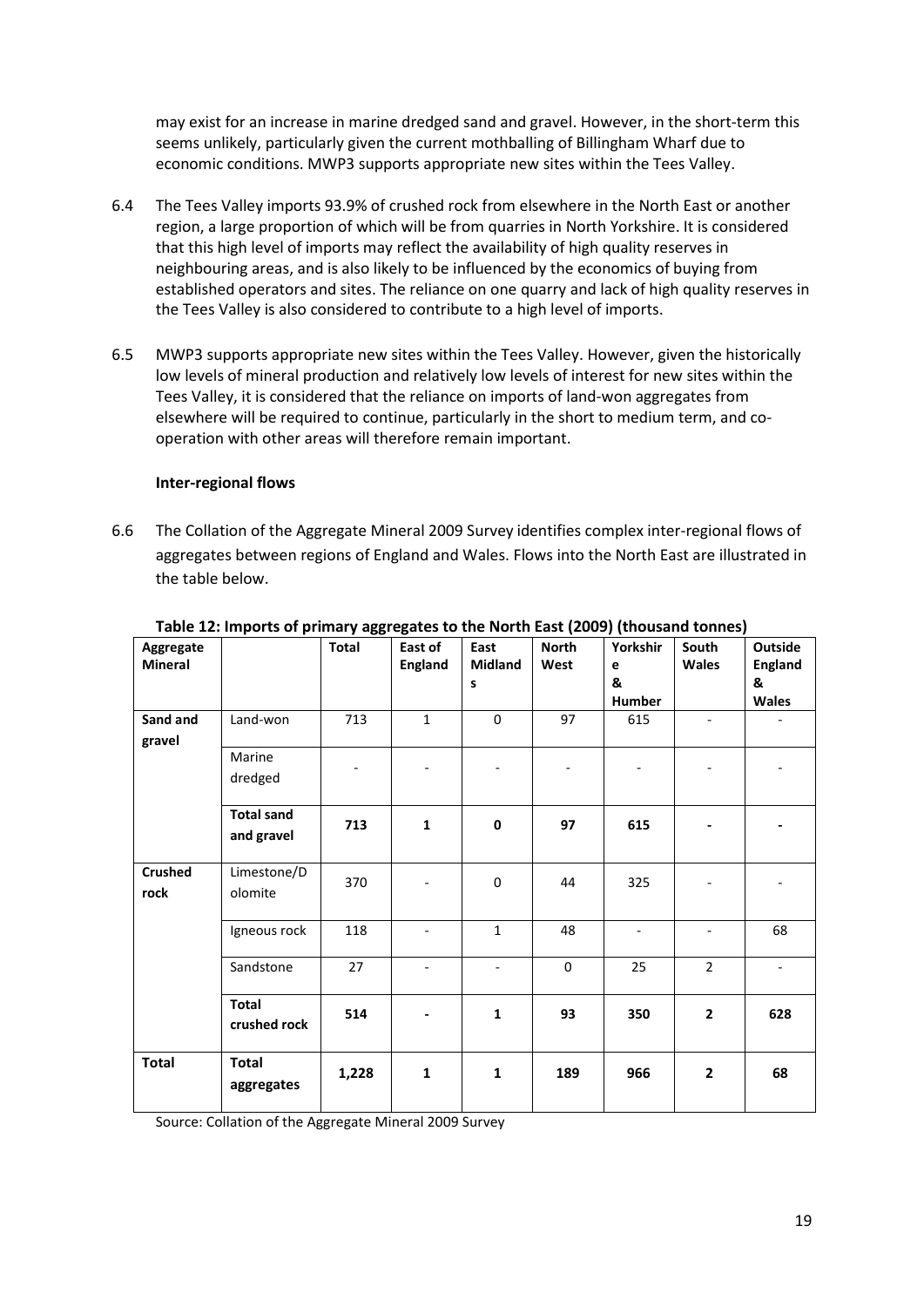may exist for an increase in marine dredged sand and gravel. However, in the short-term this seems unlikely, particularly given the current mothballing of Billingham Wharf due to economic conditions. MWP3 supports appropriate new sites within the Tees Valley.

6.4 The Tees Valley imports 93.9% of crushed rock from elsewhere in the North East or another region, a large proportion of which will be from quarries in North Yorkshire. It is considered that this high level of imports may reflect the availability of high quality reserves in neighbouring areas, and is also likely to be influenced by the economics of buying from established operators and sites. The reliance on one quarry and lack of high quality reserves in the Tees Valley is also considered to contribute to a high level of imports.

6.5 MWP3 supports appropriate new sites within the Tees Valley. However, given the historically low levels of mineral production and relatively low levels of interest for new sites within the Tees Valley, it is considered that the reliance on imports of land-won aggregates from elsewhere will be required to continue, particularly in the short to medium term, and co-operation with other areas will therefore remain important.

**Inter-regional flows**

6.6 The Collation of the Aggregate Mineral 2009 Survey identifies complex inter-regional flows of aggregates between regions of England and Wales. Flows into the North East are illustrated in the table below.

**Table 12: Imports of primary aggregates to the North East (2009) (thousand tonnes)**

| Aggregate Mineral | | Total | East of England | East Midlands | North West | Yorkshire & Humber | South Wales | Outside England & Wales |
|---|---|---|---|---|---|---|---|---|
| **Sand and gravel** | Land-won | 713 | 1 | 0 | 97 | 615 | - | - |
| | Marine dredged | - | - | - | - | - | - | - |
| | **Total sand and gravel** | **713** | **1** | **0** | **97** | **615** | **-** | **-** |
| **Crushed rock** | Limestone/Dolomite | 370 | - | 0 | 44 | 325 | - | - |
| | Igneous rock | 118 | - | 1 | 48 | - | - | 68 |
| | Sandstone | 27 | - | - | 0 | 25 | 2 | - |
| | **Total crushed rock** | **514** | **-** | **1** | **93** | **350** | **2** | **628** |
| **Total** | **Total aggregates** | **1,228** | **1** | **1** | **189** | **966** | **2** | **68** |

Source: Collation of the Aggregate Mineral 2009 Survey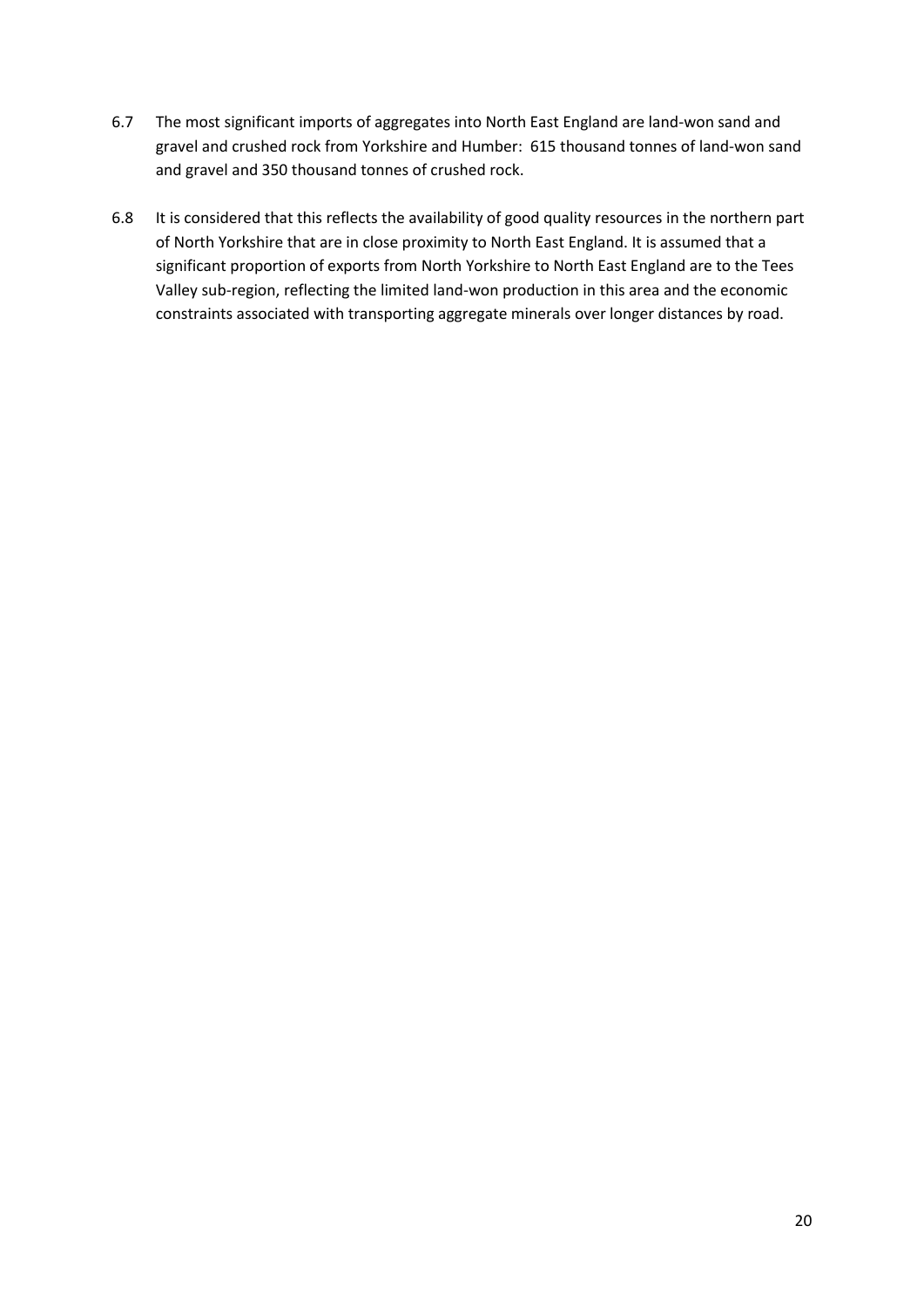6.7 The most significant imports of aggregates into North East England are land-won sand and gravel and crushed rock from Yorkshire and Humber: 615 thousand tonnes of land-won sand and gravel and 350 thousand tonnes of crushed rock.

6.8 It is considered that this reflects the availability of good quality resources in the northern part of North Yorkshire that are in close proximity to North East England. It is assumed that a significant proportion of exports from North Yorkshire to North East England are to the Tees Valley sub-region, reflecting the limited land-won production in this area and the economic constraints associated with transporting aggregate minerals over longer distances by road.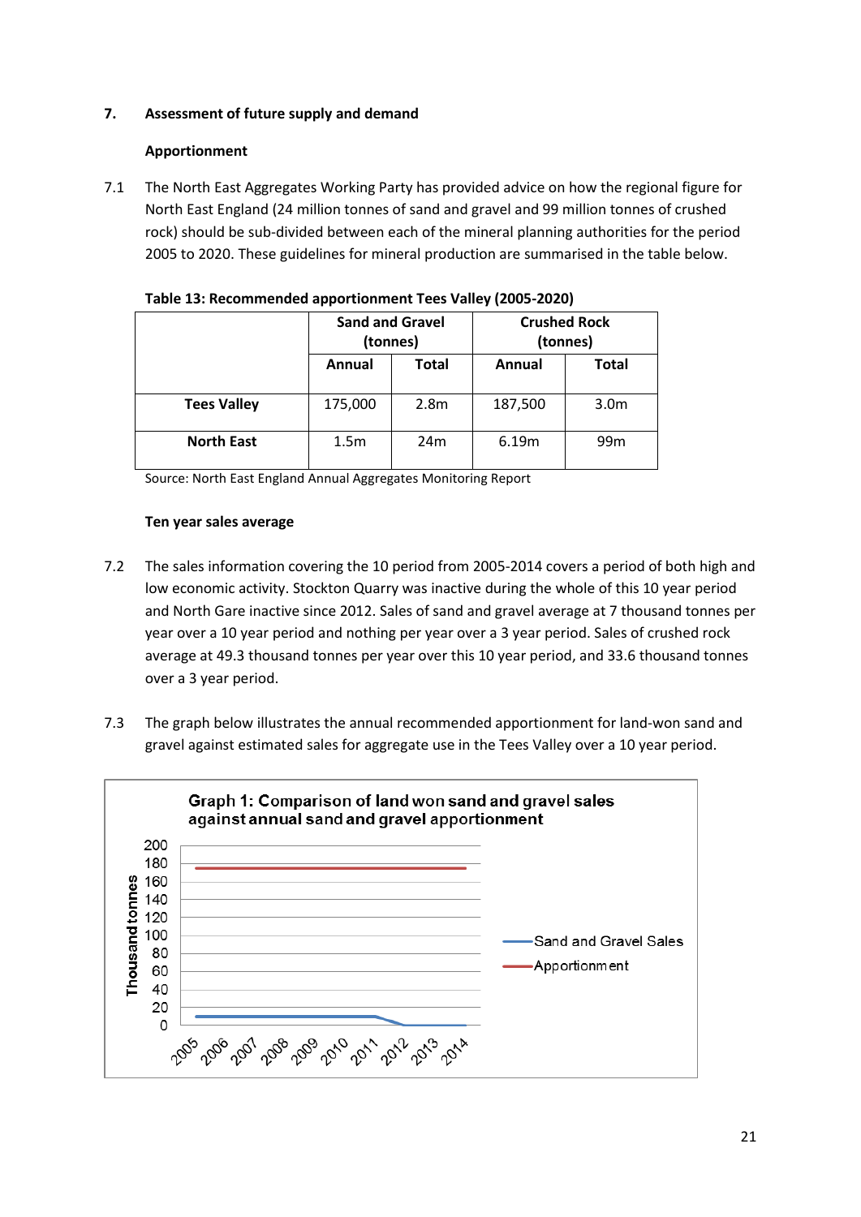## 7. Assessment of future supply and demand

### Apportionment

7.1 The North East Aggregates Working Party has provided advice on how the regional figure for North East England (24 million tonnes of sand and gravel and 99 million tonnes of crushed rock) should be sub-divided between each of the mineral planning authorities for the period 2005 to 2020. These guidelines for mineral production are summarised in the table below.

**Table 13: Recommended apportionment Tees Valley (2005-2020)**

| | Sand and Gravel (tonnes) | | Crushed Rock (tonnes) | |
|---|---|---|---|---|
| | Annual | Total | Annual | Total |
| **Tees Valley** | 175,000 | 2.8m | 187,500 | 3.0m |
| **North East** | 1.5m | 24m | 6.19m | 99m |

Source: North East England Annual Aggregates Monitoring Report

### Ten year sales average

7.2 The sales information covering the 10 period from 2005-2014 covers a period of both high and low economic activity. Stockton Quarry was inactive during the whole of this 10 year period and North Gare inactive since 2012. Sales of sand and gravel average at 7 thousand tonnes per year over a 10 year period and nothing per year over a 3 year period. Sales of crushed rock average at 49.3 thousand tonnes per year over this 10 year period, and 33.6 thousand tonnes over a 3 year period.

7.3 The graph below illustrates the annual recommended apportionment for land-won sand and gravel against estimated sales for aggregate use in the Tees Valley over a 10 year period.

**Graph 1: Comparison of land won sand and gravel sales against annual sand and gravel apportionment**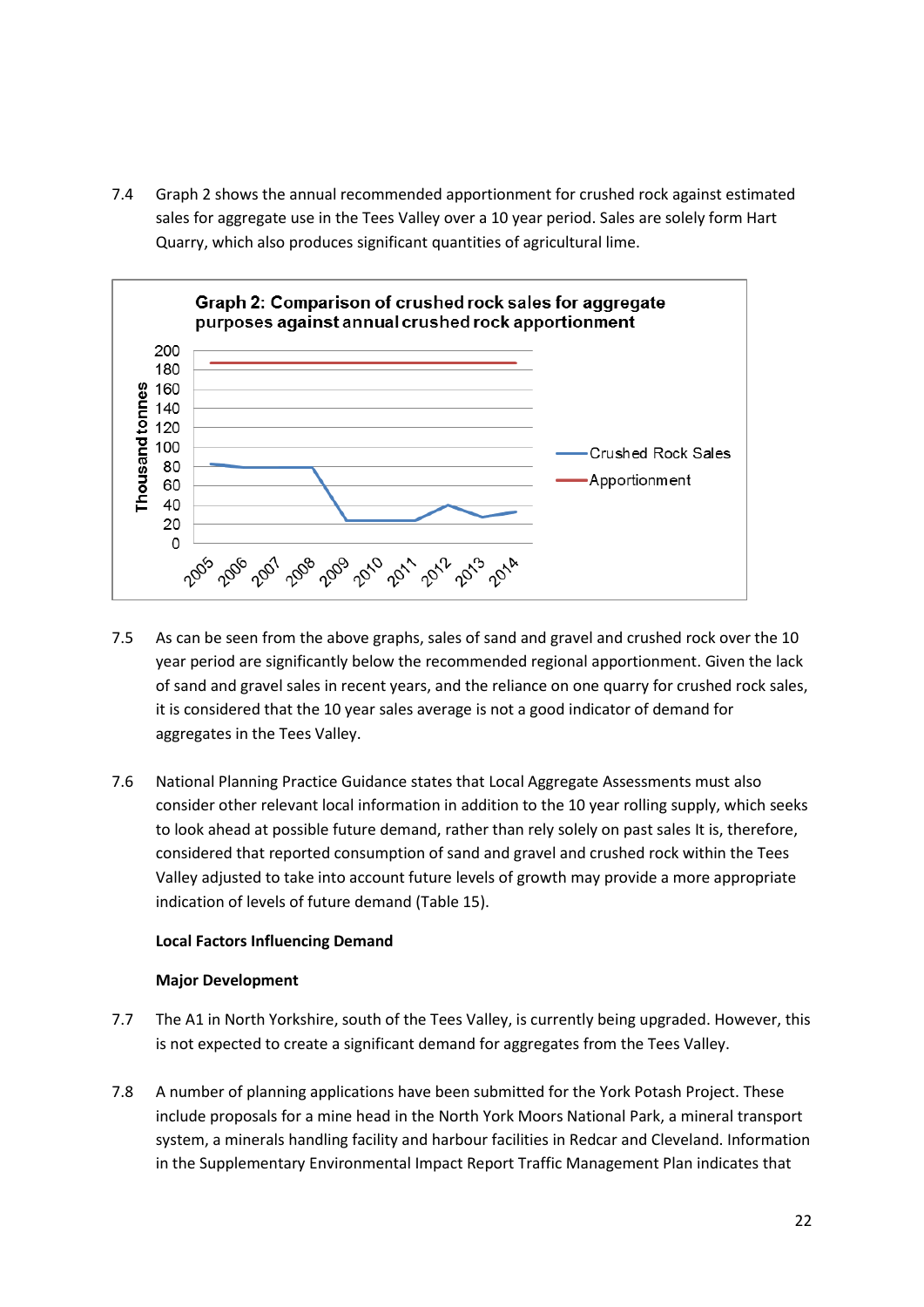7.4 Graph 2 shows the annual recommended apportionment for crushed rock against estimated sales for aggregate use in the Tees Valley over a 10 year period. Sales are solely form Hart Quarry, which also produces significant quantities of agricultural lime.

**Graph 2: Comparison of crushed rock sales for aggregate purposes against annual crushed rock apportionment**

7.5 As can be seen from the above graphs, sales of sand and gravel and crushed rock over the 10 year period are significantly below the recommended regional apportionment. Given the lack of sand and gravel sales in recent years, and the reliance on one quarry for crushed rock sales, it is considered that the 10 year sales average is not a good indicator of demand for aggregates in the Tees Valley.

7.6 National Planning Practice Guidance states that Local Aggregate Assessments must also consider other relevant local information in addition to the 10 year rolling supply, which seeks to look ahead at possible future demand, rather than rely solely on past sales It is, therefore, considered that reported consumption of sand and gravel and crushed rock within the Tees Valley adjusted to take into account future levels of growth may provide a more appropriate indication of levels of future demand (Table 15).

**Local Factors Influencing Demand**

**Major Development**

7.7 The A1 in North Yorkshire, south of the Tees Valley, is currently being upgraded. However, this is not expected to create a significant demand for aggregates from the Tees Valley.

7.8 A number of planning applications have been submitted for the York Potash Project. These include proposals for a mine head in the North York Moors National Park, a mineral transport system, a minerals handling facility and harbour facilities in Redcar and Cleveland. Information in the Supplementary Environmental Impact Report Traffic Management Plan indicates that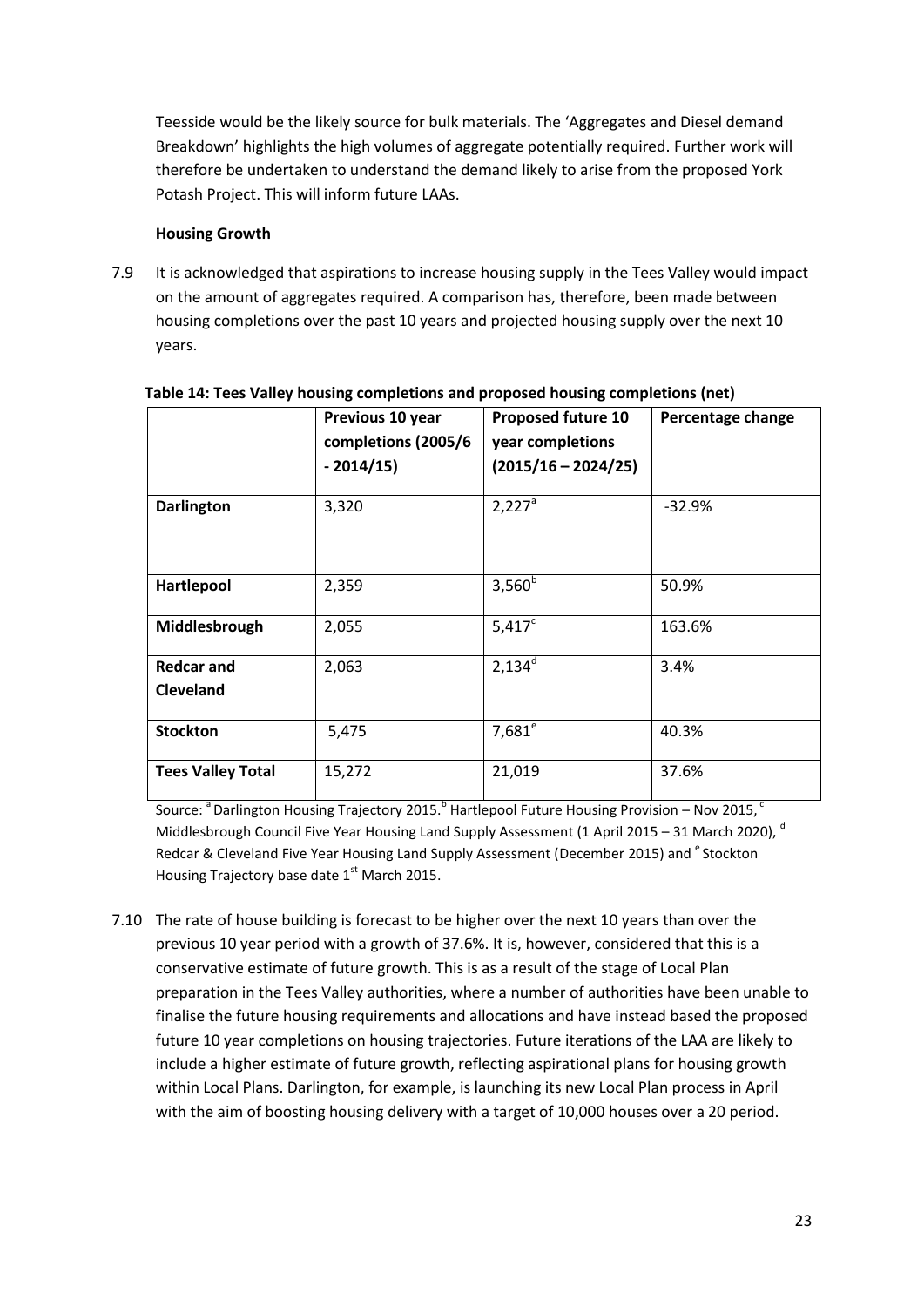Teesside would be the likely source for bulk materials. The 'Aggregates and Diesel demand Breakdown' highlights the high volumes of aggregate potentially required. Further work will therefore be undertaken to understand the demand likely to arise from the proposed York Potash Project. This will inform future LAAs.

**Housing Growth**

7.9 It is acknowledged that aspirations to increase housing supply in the Tees Valley would impact on the amount of aggregates required. A comparison has, therefore, been made between housing completions over the past 10 years and projected housing supply over the next 10 years.

**Table 14: Tees Valley housing completions and proposed housing completions (net)**

| | Previous 10 year completions (2005/6 - 2014/15) | Proposed future 10 year completions (2015/16 – 2024/25) | Percentage change |
|---|---|---|---|
| **Darlington** | 3,320 | 2,227[a] | -32.9% |
| **Hartlepool** | 2,359 | 3,560[b] | 50.9% |
| **Middlesbrough** | 2,055 | 5,417[c] | 163.6% |
| **Redcar and Cleveland** | 2,063 | 2,134[d] | 3.4% |
| **Stockton** | 5,475 | 7,681[e] | 40.3% |
| **Tees Valley Total** | 15,272 | 21,019 | 37.6% |

Source: [a] Darlington Housing Trajectory 2015. [b] Hartlepool Future Housing Provision – Nov 2015, [c] Middlesbrough Council Five Year Housing Land Supply Assessment (1 April 2015 – 31 March 2020), [d] Redcar & Cleveland Five Year Housing Land Supply Assessment (December 2015) and [e] Stockton Housing Trajectory base date 1st March 2015.

7.10 The rate of house building is forecast to be higher over the next 10 years than over the previous 10 year period with a growth of 37.6%. It is, however, considered that this is a conservative estimate of future growth. This is as a result of the stage of Local Plan preparation in the Tees Valley authorities, where a number of authorities have been unable to finalise the future housing requirements and allocations and have instead based the proposed future 10 year completions on housing trajectories. Future iterations of the LAA are likely to include a higher estimate of future growth, reflecting aspirational plans for housing growth within Local Plans. Darlington, for example, is launching its new Local Plan process in April with the aim of boosting housing delivery with a target of 10,000 houses over a 20 period.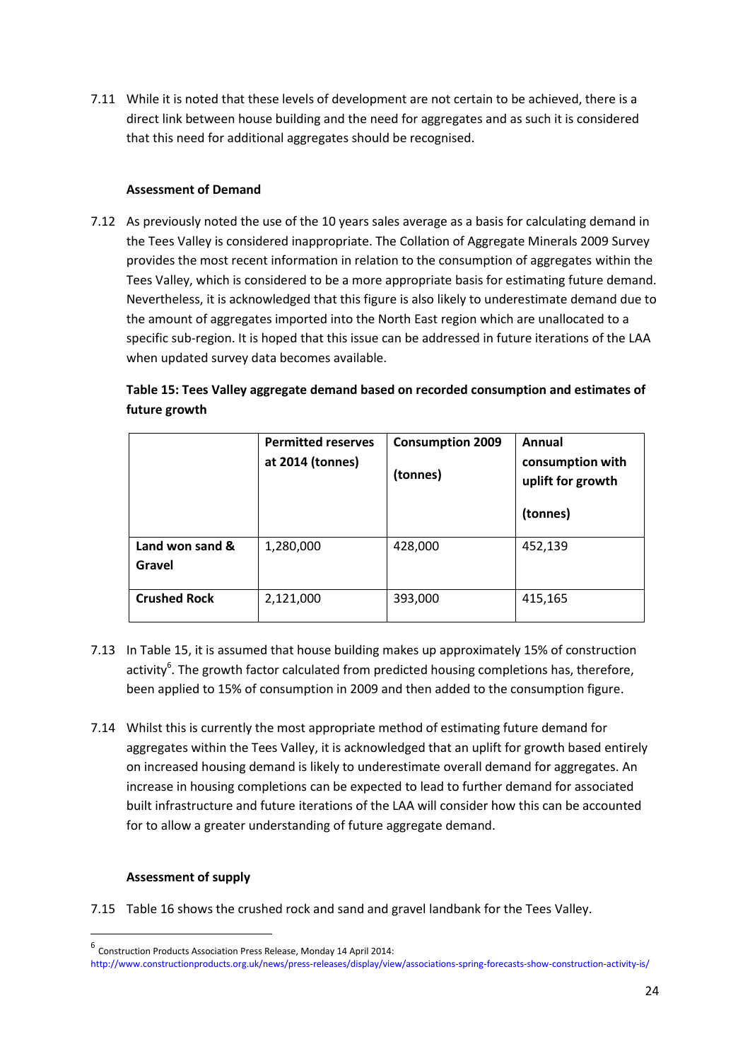7.11 While it is noted that these levels of development are not certain to be achieved, there is a direct link between house building and the need for aggregates and as such it is considered that this need for additional aggregates should be recognised.

**Assessment of Demand**

7.12 As previously noted the use of the 10 years sales average as a basis for calculating demand in the Tees Valley is considered inappropriate. The Collation of Aggregate Minerals 2009 Survey provides the most recent information in relation to the consumption of aggregates within the Tees Valley, which is considered to be a more appropriate basis for estimating future demand. Nevertheless, it is acknowledged that this figure is also likely to underestimate demand due to the amount of aggregates imported into the North East region which are unallocated to a specific sub-region. It is hoped that this issue can be addressed in future iterations of the LAA when updated survey data becomes available.

**Table 15: Tees Valley aggregate demand based on recorded consumption and estimates of future growth**

| | Permitted reserves at 2014 (tonnes) | Consumption 2009 (tonnes) | Annual consumption with uplift for growth (tonnes) |
|---|---|---|---|
| **Land won sand & Gravel** | 1,280,000 | 428,000 | 452,139 |
| **Crushed Rock** | 2,121,000 | 393,000 | 415,165 |

7.13 In Table 15, it is assumed that house building makes up approximately 15% of construction activity[6]. The growth factor calculated from predicted housing completions has, therefore, been applied to 15% of consumption in 2009 and then added to the consumption figure.

7.14 Whilst this is currently the most appropriate method of estimating future demand for aggregates within the Tees Valley, it is acknowledged that an uplift for growth based entirely on increased housing demand is likely to underestimate overall demand for aggregates. An increase in housing completions can be expected to lead to further demand for associated built infrastructure and future iterations of the LAA will consider how this can be accounted for to allow a greater understanding of future aggregate demand.

**Assessment of supply**

7.15 Table 16 shows the crushed rock and sand and gravel landbank for the Tees Valley.

[6] Construction Products Association Press Release, Monday 14 April 2014: http://www.constructionproducts.org.uk/news/press-releases/display/view/associations-spring-forecasts-show-construction-activity-is/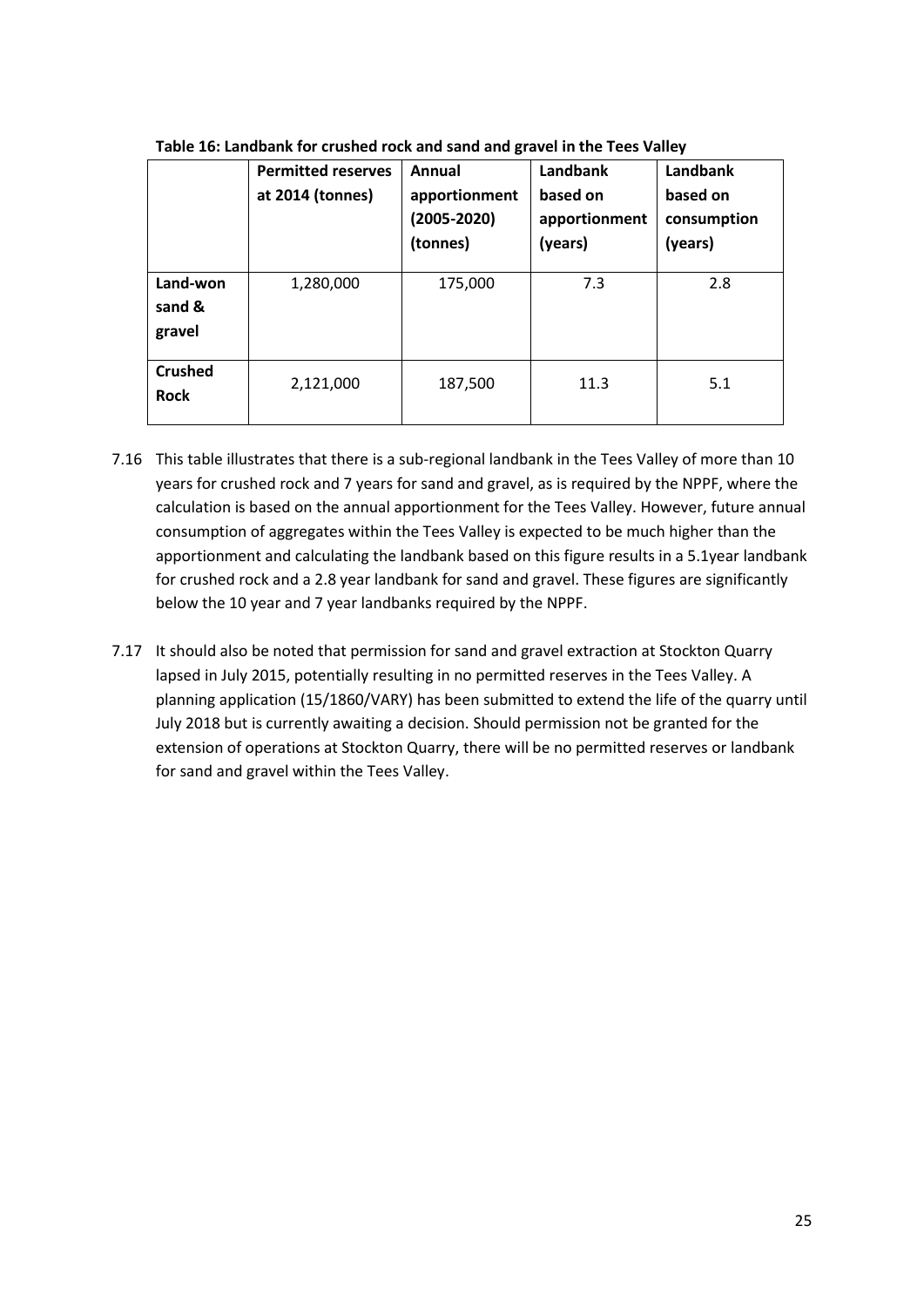**Table 16: Landbank for crushed rock and sand and gravel in the Tees Valley**

| | Permitted reserves at 2014 (tonnes) | Annual apportionment (2005-2020) (tonnes) | Landbank based on apportionment (years) | Landbank based on consumption (years) |
|---|---|---|---|---|
| **Land-won sand & gravel** | 1,280,000 | 175,000 | 7.3 | 2.8 |
| **Crushed Rock** | 2,121,000 | 187,500 | 11.3 | 5.1 |

7.16 This table illustrates that there is a sub-regional landbank in the Tees Valley of more than 10 years for crushed rock and 7 years for sand and gravel, as is required by the NPPF, where the calculation is based on the annual apportionment for the Tees Valley. However, future annual consumption of aggregates within the Tees Valley is expected to be much higher than the apportionment and calculating the landbank based on this figure results in a 5.1year landbank for crushed rock and a 2.8 year landbank for sand and gravel. These figures are significantly below the 10 year and 7 year landbanks required by the NPPF.

7.17 It should also be noted that permission for sand and gravel extraction at Stockton Quarry lapsed in July 2015, potentially resulting in no permitted reserves in the Tees Valley. A planning application (15/1860/VARY) has been submitted to extend the life of the quarry until July 2018 but is currently awaiting a decision. Should permission not be granted for the extension of operations at Stockton Quarry, there will be no permitted reserves or landbank for sand and gravel within the Tees Valley.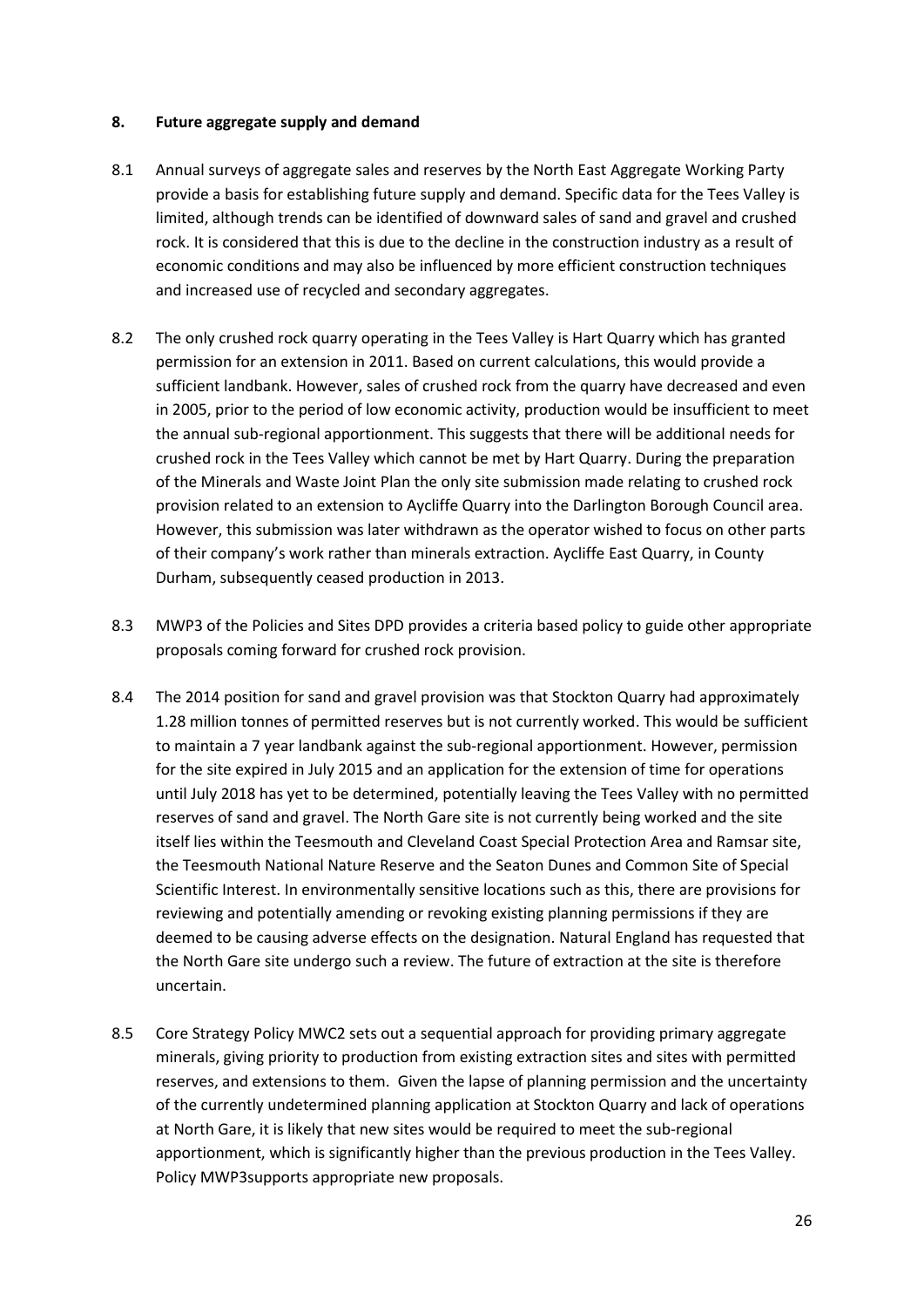## 8. Future aggregate supply and demand

8.1 Annual surveys of aggregate sales and reserves by the North East Aggregate Working Party provide a basis for establishing future supply and demand. Specific data for the Tees Valley is limited, although trends can be identified of downward sales of sand and gravel and crushed rock. It is considered that this is due to the decline in the construction industry as a result of economic conditions and may also be influenced by more efficient construction techniques and increased use of recycled and secondary aggregates.

8.2 The only crushed rock quarry operating in the Tees Valley is Hart Quarry which has granted permission for an extension in 2011. Based on current calculations, this would provide a sufficient landbank. However, sales of crushed rock from the quarry have decreased and even in 2005, prior to the period of low economic activity, production would be insufficient to meet the annual sub-regional apportionment. This suggests that there will be additional needs for crushed rock in the Tees Valley which cannot be met by Hart Quarry. During the preparation of the Minerals and Waste Joint Plan the only site submission made relating to crushed rock provision related to an extension to Aycliffe Quarry into the Darlington Borough Council area. However, this submission was later withdrawn as the operator wished to focus on other parts of their company's work rather than minerals extraction. Aycliffe East Quarry, in County Durham, subsequently ceased production in 2013.

8.3 MWP3 of the Policies and Sites DPD provides a criteria based policy to guide other appropriate proposals coming forward for crushed rock provision.

8.4 The 2014 position for sand and gravel provision was that Stockton Quarry had approximately 1.28 million tonnes of permitted reserves but is not currently worked. This would be sufficient to maintain a 7 year landbank against the sub-regional apportionment. However, permission for the site expired in July 2015 and an application for the extension of time for operations until July 2018 has yet to be determined, potentially leaving the Tees Valley with no permitted reserves of sand and gravel. The North Gare site is not currently being worked and the site itself lies within the Teesmouth and Cleveland Coast Special Protection Area and Ramsar site, the Teesmouth National Nature Reserve and the Seaton Dunes and Common Site of Special Scientific Interest. In environmentally sensitive locations such as this, there are provisions for reviewing and potentially amending or revoking existing planning permissions if they are deemed to be causing adverse effects on the designation. Natural England has requested that the North Gare site undergo such a review. The future of extraction at the site is therefore uncertain.

8.5 Core Strategy Policy MWC2 sets out a sequential approach for providing primary aggregate minerals, giving priority to production from existing extraction sites and sites with permitted reserves, and extensions to them. Given the lapse of planning permission and the uncertainty of the currently undetermined planning application at Stockton Quarry and lack of operations at North Gare, it is likely that new sites would be required to meet the sub-regional apportionment, which is significantly higher than the previous production in the Tees Valley. Policy MWP3supports appropriate new proposals.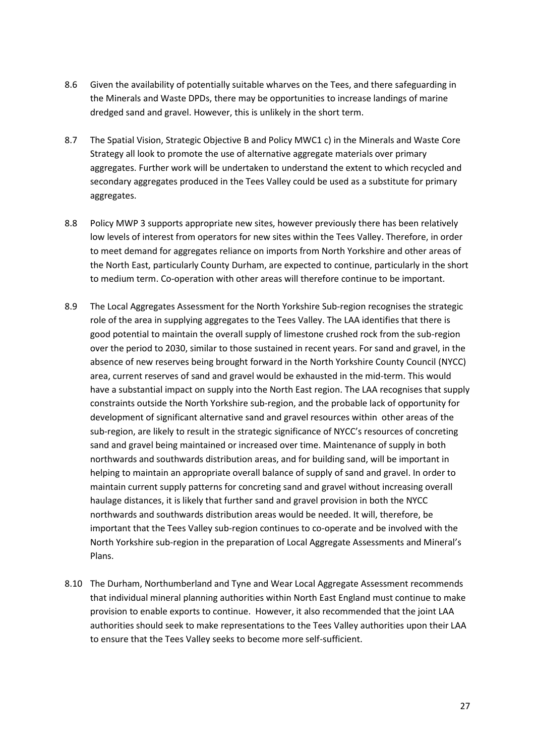8.6 Given the availability of potentially suitable wharves on the Tees, and there safeguarding in the Minerals and Waste DPDs, there may be opportunities to increase landings of marine dredged sand and gravel. However, this is unlikely in the short term.

8.7 The Spatial Vision, Strategic Objective B and Policy MWC1 c) in the Minerals and Waste Core Strategy all look to promote the use of alternative aggregate materials over primary aggregates. Further work will be undertaken to understand the extent to which recycled and secondary aggregates produced in the Tees Valley could be used as a substitute for primary aggregates.

8.8 Policy MWP 3 supports appropriate new sites, however previously there has been relatively low levels of interest from operators for new sites within the Tees Valley. Therefore, in order to meet demand for aggregates reliance on imports from North Yorkshire and other areas of the North East, particularly County Durham, are expected to continue, particularly in the short to medium term. Co-operation with other areas will therefore continue to be important.

8.9 The Local Aggregates Assessment for the North Yorkshire Sub-region recognises the strategic role of the area in supplying aggregates to the Tees Valley. The LAA identifies that there is good potential to maintain the overall supply of limestone crushed rock from the sub-region over the period to 2030, similar to those sustained in recent years. For sand and gravel, in the absence of new reserves being brought forward in the North Yorkshire County Council (NYCC) area, current reserves of sand and gravel would be exhausted in the mid-term. This would have a substantial impact on supply into the North East region. The LAA recognises that supply constraints outside the North Yorkshire sub-region, and the probable lack of opportunity for development of significant alternative sand and gravel resources within other areas of the sub-region, are likely to result in the strategic significance of NYCC's resources of concreting sand and gravel being maintained or increased over time. Maintenance of supply in both northwards and southwards distribution areas, and for building sand, will be important in helping to maintain an appropriate overall balance of supply of sand and gravel. In order to maintain current supply patterns for concreting sand and gravel without increasing overall haulage distances, it is likely that further sand and gravel provision in both the NYCC northwards and southwards distribution areas would be needed. It will, therefore, be important that the Tees Valley sub-region continues to co-operate and be involved with the North Yorkshire sub-region in the preparation of Local Aggregate Assessments and Mineral's Plans.

8.10 The Durham, Northumberland and Tyne and Wear Local Aggregate Assessment recommends that individual mineral planning authorities within North East England must continue to make provision to enable exports to continue. However, it also recommended that the joint LAA authorities should seek to make representations to the Tees Valley authorities upon their LAA to ensure that the Tees Valley seeks to become more self-sufficient.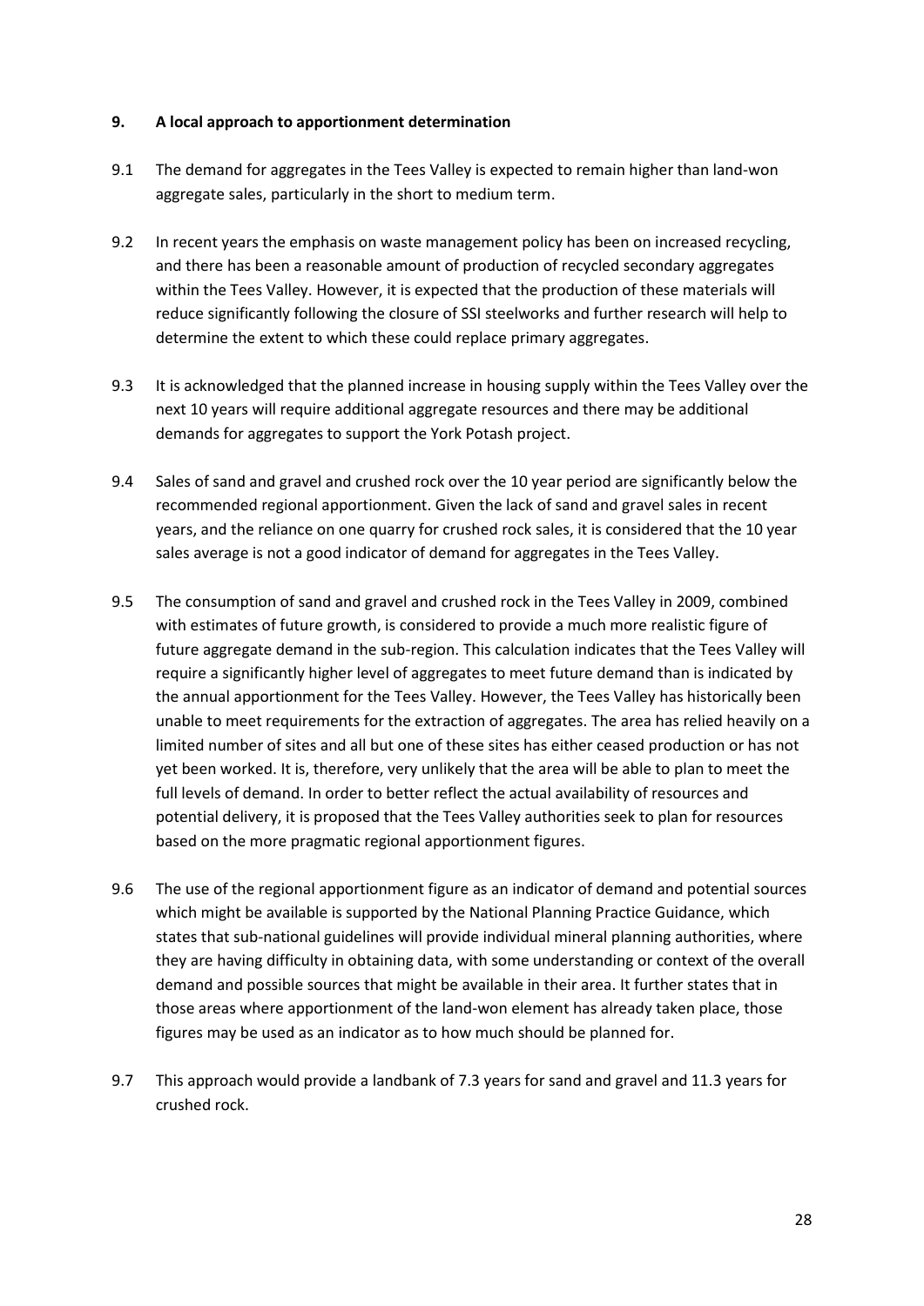## 9. A local approach to apportionment determination

9.1 The demand for aggregates in the Tees Valley is expected to remain higher than land-won aggregate sales, particularly in the short to medium term.

9.2 In recent years the emphasis on waste management policy has been on increased recycling, and there has been a reasonable amount of production of recycled secondary aggregates within the Tees Valley. However, it is expected that the production of these materials will reduce significantly following the closure of SSI steelworks and further research will help to determine the extent to which these could replace primary aggregates.

9.3 It is acknowledged that the planned increase in housing supply within the Tees Valley over the next 10 years will require additional aggregate resources and there may be additional demands for aggregates to support the York Potash project.

9.4 Sales of sand and gravel and crushed rock over the 10 year period are significantly below the recommended regional apportionment. Given the lack of sand and gravel sales in recent years, and the reliance on one quarry for crushed rock sales, it is considered that the 10 year sales average is not a good indicator of demand for aggregates in the Tees Valley.

9.5 The consumption of sand and gravel and crushed rock in the Tees Valley in 2009, combined with estimates of future growth, is considered to provide a much more realistic figure of future aggregate demand in the sub-region. This calculation indicates that the Tees Valley will require a significantly higher level of aggregates to meet future demand than is indicated by the annual apportionment for the Tees Valley. However, the Tees Valley has historically been unable to meet requirements for the extraction of aggregates. The area has relied heavily on a limited number of sites and all but one of these sites has either ceased production or has not yet been worked. It is, therefore, very unlikely that the area will be able to plan to meet the full levels of demand. In order to better reflect the actual availability of resources and potential delivery, it is proposed that the Tees Valley authorities seek to plan for resources based on the more pragmatic regional apportionment figures.

9.6 The use of the regional apportionment figure as an indicator of demand and potential sources which might be available is supported by the National Planning Practice Guidance, which states that sub-national guidelines will provide individual mineral planning authorities, where they are having difficulty in obtaining data, with some understanding or context of the overall demand and possible sources that might be available in their area. It further states that in those areas where apportionment of the land-won element has already taken place, those figures may be used as an indicator as to how much should be planned for.

9.7 This approach would provide a landbank of 7.3 years for sand and gravel and 11.3 years for crushed rock.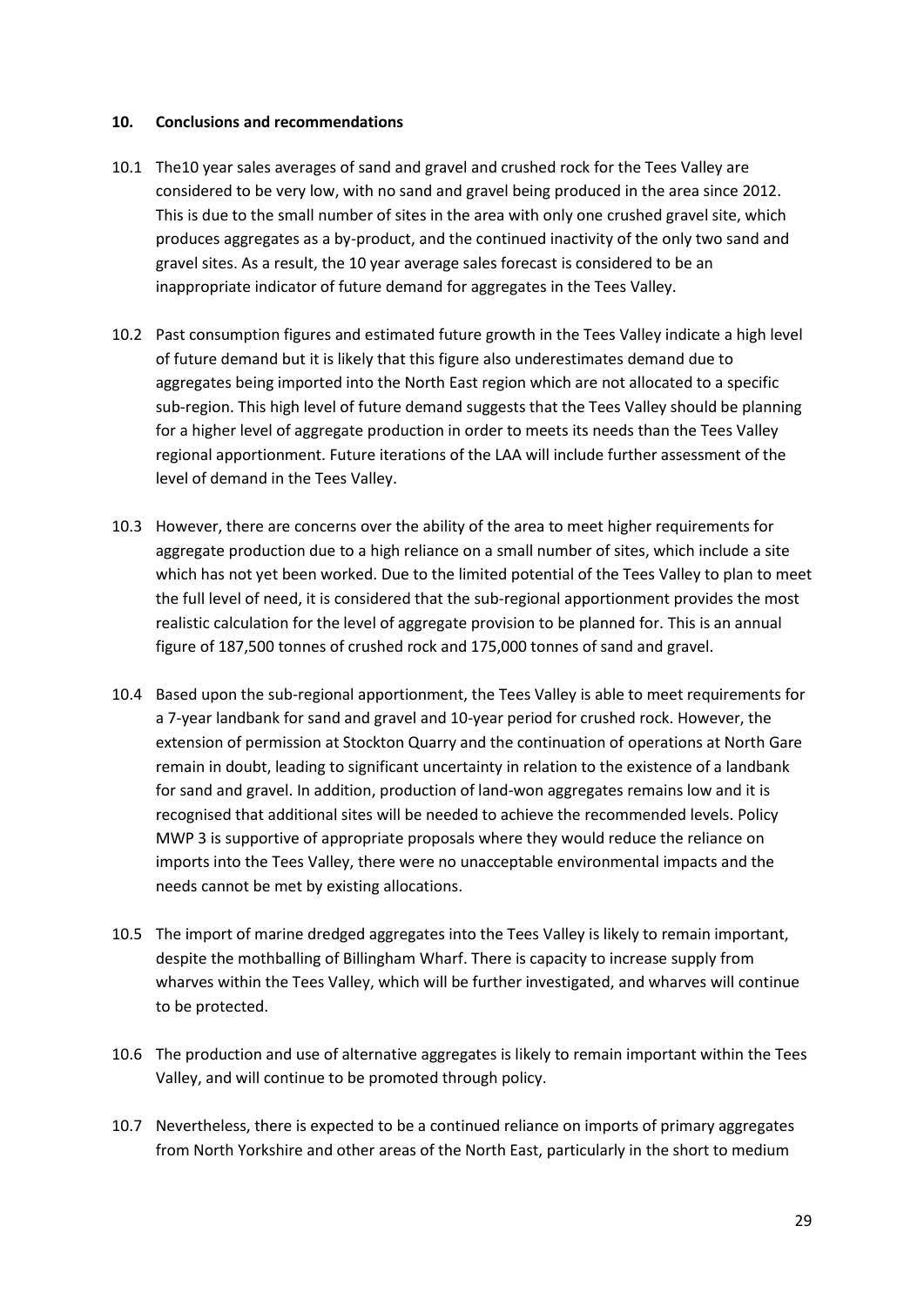## 10. Conclusions and recommendations

10.1 The10 year sales averages of sand and gravel and crushed rock for the Tees Valley are considered to be very low, with no sand and gravel being produced in the area since 2012. This is due to the small number of sites in the area with only one crushed gravel site, which produces aggregates as a by-product, and the continued inactivity of the only two sand and gravel sites. As a result, the 10 year average sales forecast is considered to be an inappropriate indicator of future demand for aggregates in the Tees Valley.

10.2 Past consumption figures and estimated future growth in the Tees Valley indicate a high level of future demand but it is likely that this figure also underestimates demand due to aggregates being imported into the North East region which are not allocated to a specific sub-region. This high level of future demand suggests that the Tees Valley should be planning for a higher level of aggregate production in order to meets its needs than the Tees Valley regional apportionment. Future iterations of the LAA will include further assessment of the level of demand in the Tees Valley.

10.3 However, there are concerns over the ability of the area to meet higher requirements for aggregate production due to a high reliance on a small number of sites, which include a site which has not yet been worked. Due to the limited potential of the Tees Valley to plan to meet the full level of need, it is considered that the sub-regional apportionment provides the most realistic calculation for the level of aggregate provision to be planned for. This is an annual figure of 187,500 tonnes of crushed rock and 175,000 tonnes of sand and gravel.

10.4 Based upon the sub-regional apportionment, the Tees Valley is able to meet requirements for a 7-year landbank for sand and gravel and 10-year period for crushed rock. However, the extension of permission at Stockton Quarry and the continuation of operations at North Gare remain in doubt, leading to significant uncertainty in relation to the existence of a landbank for sand and gravel. In addition, production of land-won aggregates remains low and it is recognised that additional sites will be needed to achieve the recommended levels. Policy MWP 3 is supportive of appropriate proposals where they would reduce the reliance on imports into the Tees Valley, there were no unacceptable environmental impacts and the needs cannot be met by existing allocations.

10.5 The import of marine dredged aggregates into the Tees Valley is likely to remain important, despite the mothballing of Billingham Wharf. There is capacity to increase supply from wharves within the Tees Valley, which will be further investigated, and wharves will continue to be protected.

10.6 The production and use of alternative aggregates is likely to remain important within the Tees Valley, and will continue to be promoted through policy.

10.7 Nevertheless, there is expected to be a continued reliance on imports of primary aggregates from North Yorkshire and other areas of the North East, particularly in the short to medium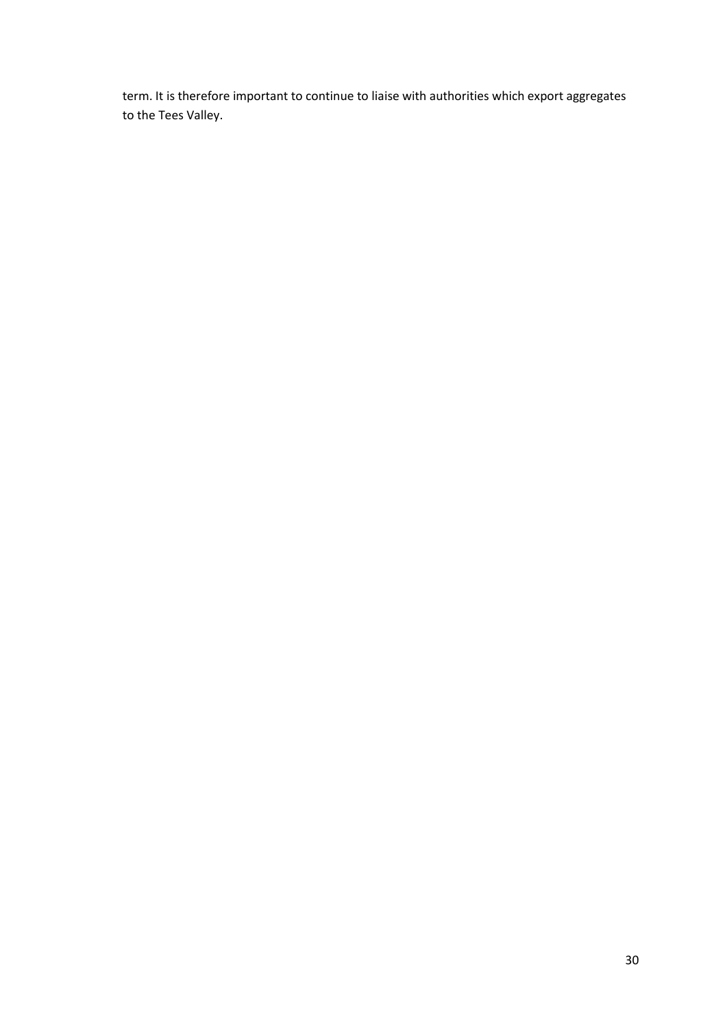term. It is therefore important to continue to liaise with authorities which export aggregates to the Tees Valley.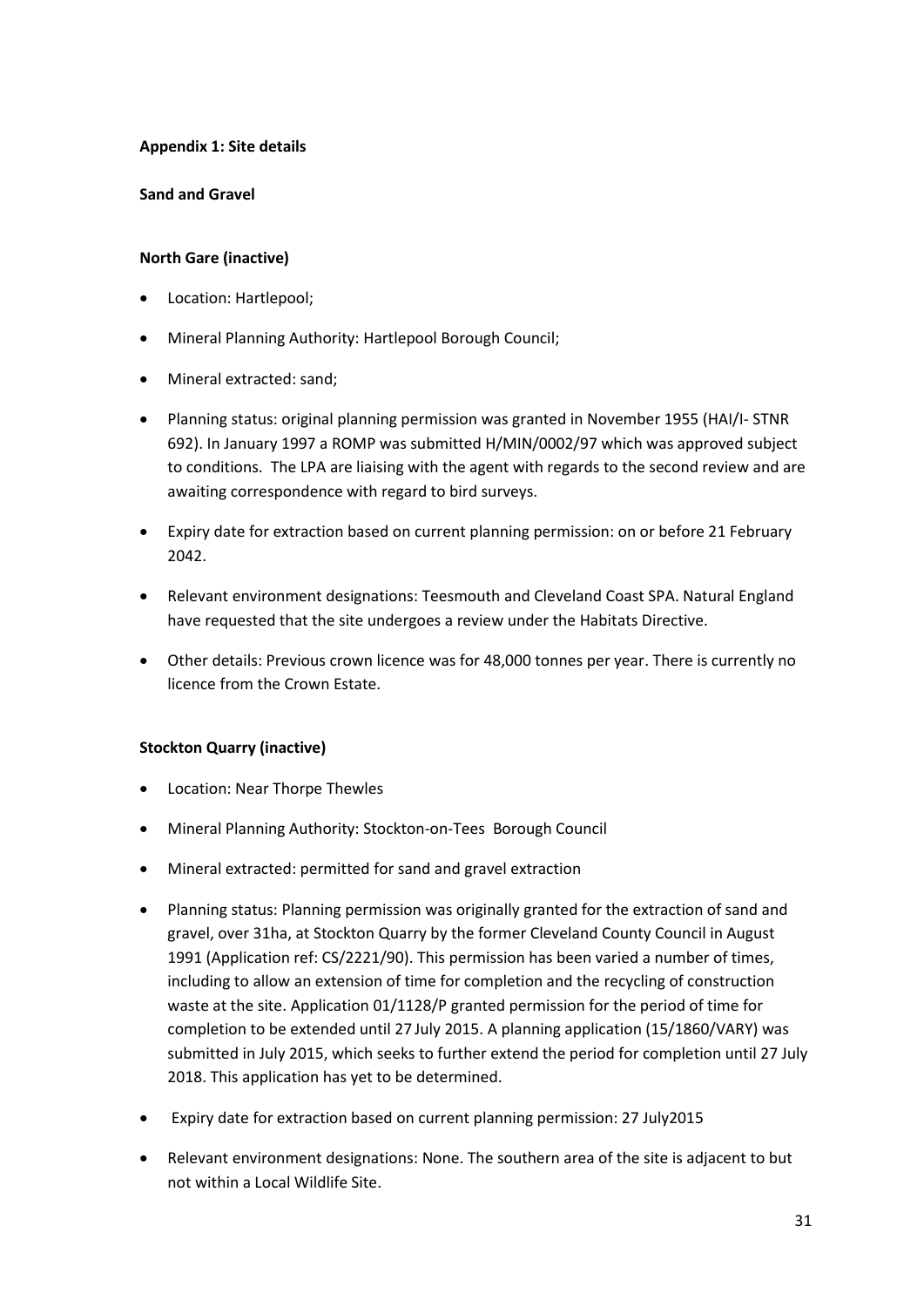**Appendix 1: Site details**

**Sand and Gravel**

**North Gare (inactive)**

- Location: Hartlepool;
- Mineral Planning Authority: Hartlepool Borough Council;
- Mineral extracted: sand;
- Planning status: original planning permission was granted in November 1955 (HAI/I- STNR 692). In January 1997 a ROMP was submitted H/MIN/0002/97 which was approved subject to conditions. The LPA are liaising with the agent with regards to the second review and are awaiting correspondence with regard to bird surveys.
- Expiry date for extraction based on current planning permission: on or before 21 February 2042.
- Relevant environment designations: Teesmouth and Cleveland Coast SPA. Natural England have requested that the site undergoes a review under the Habitats Directive.
- Other details: Previous crown licence was for 48,000 tonnes per year. There is currently no licence from the Crown Estate.

**Stockton Quarry (inactive)**

- Location: Near Thorpe Thewles
- Mineral Planning Authority: Stockton-on-Tees Borough Council
- Mineral extracted: permitted for sand and gravel extraction
- Planning status: Planning permission was originally granted for the extraction of sand and gravel, over 31ha, at Stockton Quarry by the former Cleveland County Council in August 1991 (Application ref: CS/2221/90). This permission has been varied a number of times, including to allow an extension of time for completion and the recycling of construction waste at the site. Application 01/1128/P granted permission for the period of time for completion to be extended until 27 July 2015. A planning application (15/1860/VARY) was submitted in July 2015, which seeks to further extend the period for completion until 27 July 2018. This application has yet to be determined.
- Expiry date for extraction based on current planning permission: 27 July2015
- Relevant environment designations: None. The southern area of the site is adjacent to but not within a Local Wildlife Site.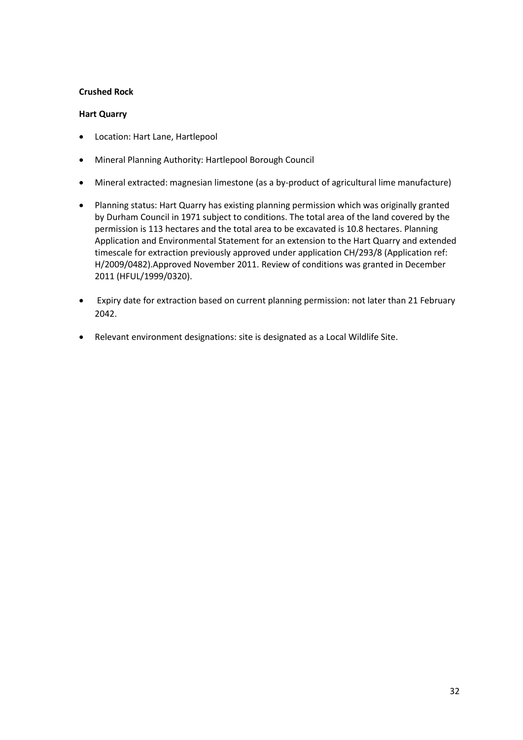**Crushed Rock**

**Hart Quarry**

- Location: Hart Lane, Hartlepool
- Mineral Planning Authority: Hartlepool Borough Council
- Mineral extracted: magnesian limestone (as a by-product of agricultural lime manufacture)
- Planning status: Hart Quarry has existing planning permission which was originally granted by Durham Council in 1971 subject to conditions. The total area of the land covered by the permission is 113 hectares and the total area to be excavated is 10.8 hectares. Planning Application and Environmental Statement for an extension to the Hart Quarry and extended timescale for extraction previously approved under application CH/293/8 (Application ref: H/2009/0482).Approved November 2011. Review of conditions was granted in December 2011 (HFUL/1999/0320).
- Expiry date for extraction based on current planning permission: not later than 21 February 2042.
- Relevant environment designations: site is designated as a Local Wildlife Site.